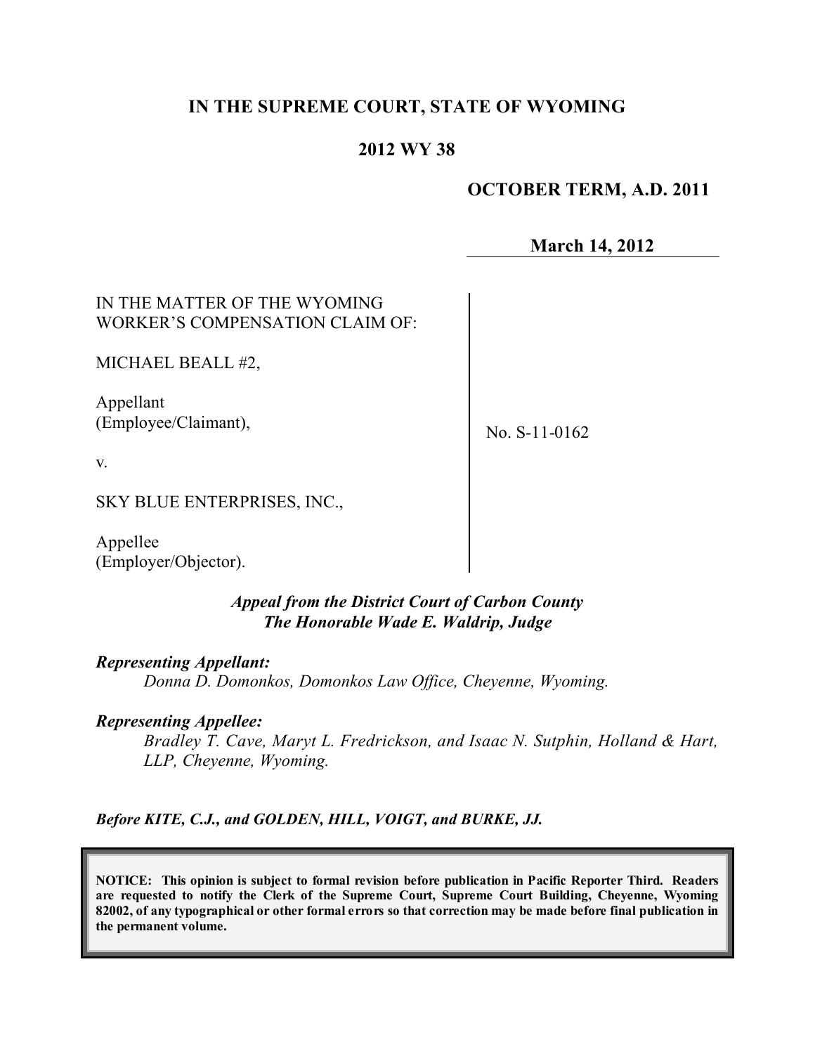# IN THE SUPREME COURT, STATE OF WYOMING

## 2012 WY 38

**OCTOBER TERM, A.D. 2011**

**March 14, 2012**

| | |
|---|---|
| IN THE MATTER OF THE WYOMING WORKER'S COMPENSATION CLAIM OF:<br><br>MICHAEL BEALL #2,<br><br>Appellant (Employee/Claimant),<br><br>v.<br><br>SKY BLUE ENTERPRISES, INC.,<br><br>Appellee (Employer/Objector). | No. S-11-0162 |

***Appeal from the District Court of Carbon County***
***The Honorable Wade E. Waldrip, Judge***

***Representing Appellant:***

*Donna D. Domonkos, Domonkos Law Office, Cheyenne, Wyoming.*

***Representing Appellee:***

*Bradley T. Cave, Maryt L. Fredrickson, and Isaac N. Sutphin, Holland & Hart, LLP, Cheyenne, Wyoming.*

***Before KITE, C.J., and GOLDEN, HILL, VOIGT, and BURKE, JJ.***

**NOTICE: This opinion is subject to formal revision before publication in Pacific Reporter Third. Readers are requested to notify the Clerk of the Supreme Court, Supreme Court Building, Cheyenne, Wyoming 82002, of any typographical or other formal errors so that correction may be made before final publication in the permanent volume.**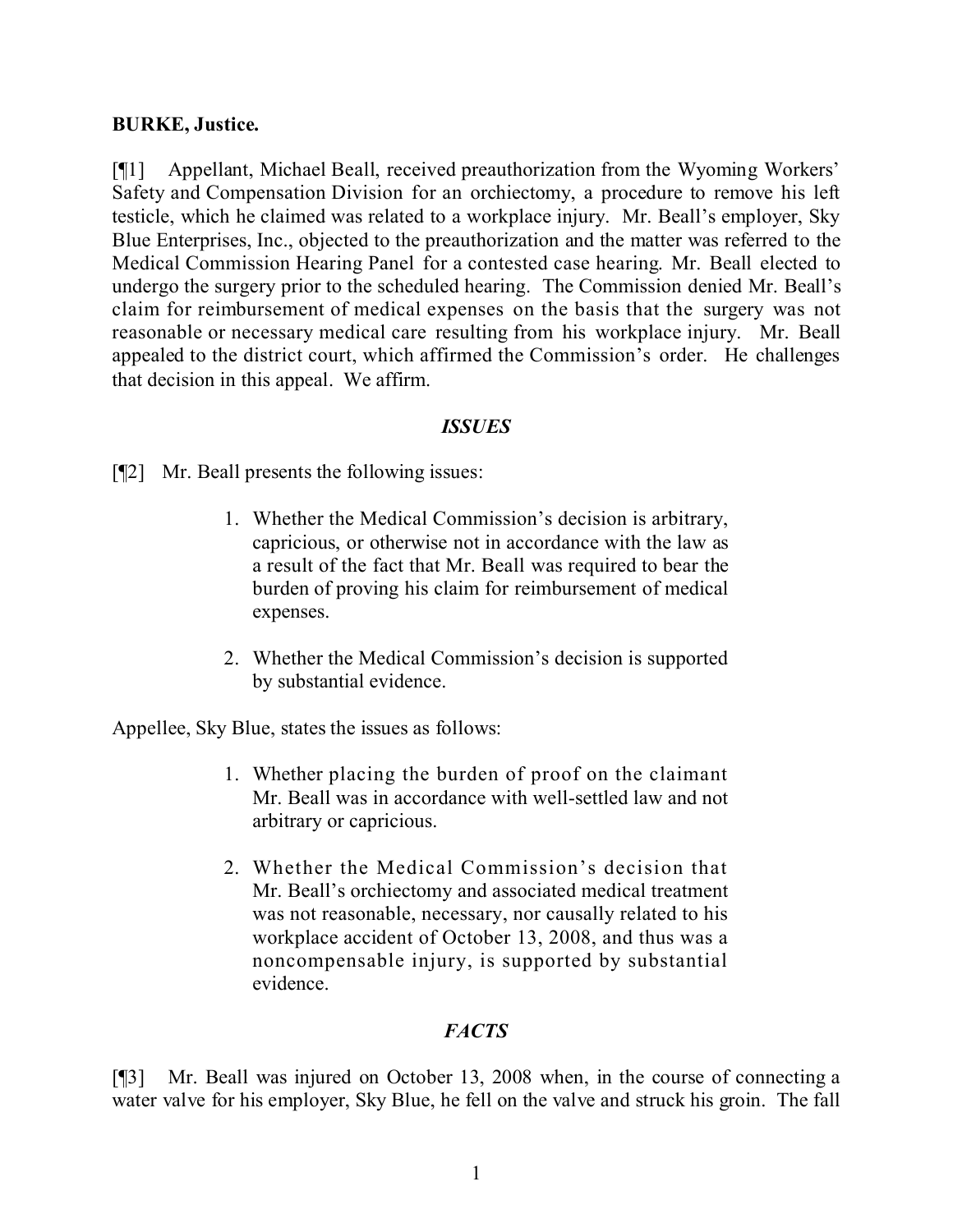**BURKE, Justice.**

[¶1] Appellant, Michael Beall, received preauthorization from the Wyoming Workers' Safety and Compensation Division for an orchiectomy, a procedure to remove his left testicle, which he claimed was related to a workplace injury. Mr. Beall's employer, Sky Blue Enterprises, Inc., objected to the preauthorization and the matter was referred to the Medical Commission Hearing Panel for a contested case hearing. Mr. Beall elected to undergo the surgery prior to the scheduled hearing. The Commission denied Mr. Beall's claim for reimbursement of medical expenses on the basis that the surgery was not reasonable or necessary medical care resulting from his workplace injury. Mr. Beall appealed to the district court, which affirmed the Commission's order. He challenges that decision in this appeal. We affirm.

### *ISSUES*

[¶2] Mr. Beall presents the following issues:

> 1. Whether the Medical Commission's decision is arbitrary, capricious, or otherwise not in accordance with the law as a result of the fact that Mr. Beall was required to bear the burden of proving his claim for reimbursement of medical expenses.
>
> 2. Whether the Medical Commission's decision is supported by substantial evidence.

Appellee, Sky Blue, states the issues as follows:

> 1. Whether placing the burden of proof on the claimant Mr. Beall was in accordance with well-settled law and not arbitrary or capricious.
>
> 2. Whether the Medical Commission's decision that Mr. Beall's orchiectomy and associated medical treatment was not reasonable, necessary, nor causally related to his workplace accident of October 13, 2008, and thus was a noncompensable injury, is supported by substantial evidence.

### *FACTS*

[¶3] Mr. Beall was injured on October 13, 2008 when, in the course of connecting a water valve for his employer, Sky Blue, he fell on the valve and struck his groin. The fall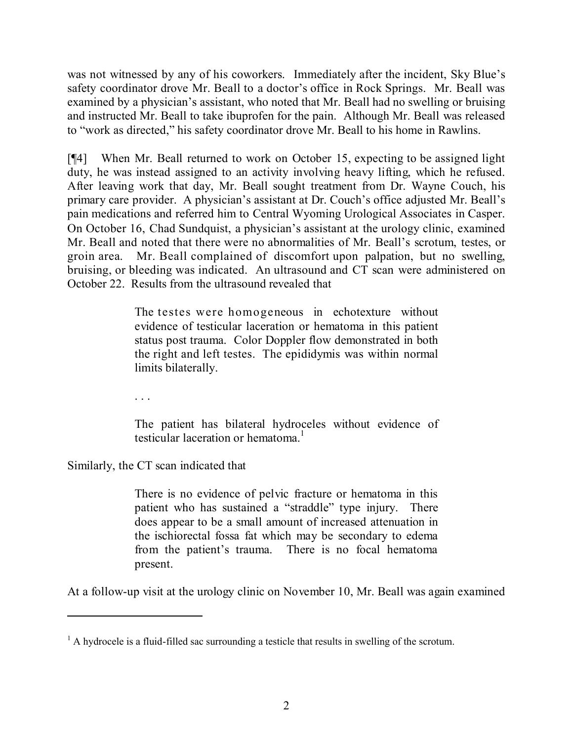was not witnessed by any of his coworkers. Immediately after the incident, Sky Blue's safety coordinator drove Mr. Beall to a doctor's office in Rock Springs. Mr. Beall was examined by a physician's assistant, who noted that Mr. Beall had no swelling or bruising and instructed Mr. Beall to take ibuprofen for the pain. Although Mr. Beall was released to "work as directed," his safety coordinator drove Mr. Beall to his home in Rawlins.

[¶4] When Mr. Beall returned to work on October 15, expecting to be assigned light duty, he was instead assigned to an activity involving heavy lifting, which he refused. After leaving work that day, Mr. Beall sought treatment from Dr. Wayne Couch, his primary care provider. A physician's assistant at Dr. Couch's office adjusted Mr. Beall's pain medications and referred him to Central Wyoming Urological Associates in Casper. On October 16, Chad Sundquist, a physician's assistant at the urology clinic, examined Mr. Beall and noted that there were no abnormalities of Mr. Beall's scrotum, testes, or groin area. Mr. Beall complained of discomfort upon palpation, but no swelling, bruising, or bleeding was indicated. An ultrasound and CT scan were administered on October 22. Results from the ultrasound revealed that

> The testes were homogeneous in echotexture without evidence of testicular laceration or hematoma in this patient status post trauma. Color Doppler flow demonstrated in both the right and left testes. The epididymis was within normal limits bilaterally.
>
> . . .
>
> The patient has bilateral hydroceles without evidence of testicular laceration or hematoma.[1]

Similarly, the CT scan indicated that

> There is no evidence of pelvic fracture or hematoma in this patient who has sustained a "straddle" type injury. There does appear to be a small amount of increased attenuation in the ischiorectal fossa fat which may be secondary to edema from the patient's trauma. There is no focal hematoma present.

At a follow-up visit at the urology clinic on November 10, Mr. Beall was again examined

---

[1] A hydrocele is a fluid-filled sac surrounding a testicle that results in swelling of the scrotum.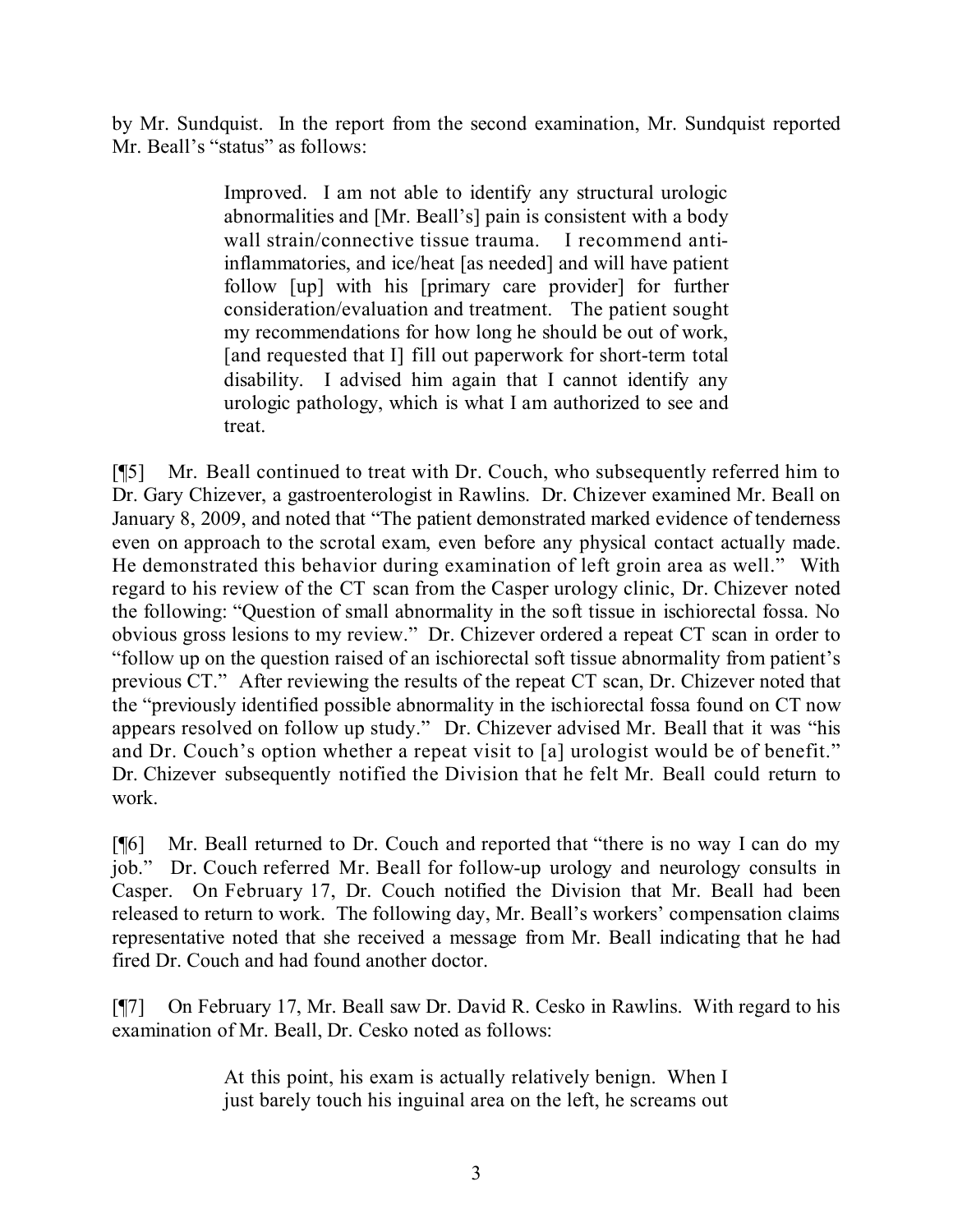by Mr. Sundquist. In the report from the second examination, Mr. Sundquist reported Mr. Beall's "status" as follows:

> Improved. I am not able to identify any structural urologic abnormalities and [Mr. Beall's] pain is consistent with a body wall strain/connective tissue trauma. I recommend anti-inflammatories, and ice/heat [as needed] and will have patient follow [up] with his [primary care provider] for further consideration/evaluation and treatment. The patient sought my recommendations for how long he should be out of work, [and requested that I] fill out paperwork for short-term total disability. I advised him again that I cannot identify any urologic pathology, which is what I am authorized to see and treat.

[¶5] Mr. Beall continued to treat with Dr. Couch, who subsequently referred him to Dr. Gary Chizever, a gastroenterologist in Rawlins. Dr. Chizever examined Mr. Beall on January 8, 2009, and noted that "The patient demonstrated marked evidence of tenderness even on approach to the scrotal exam, even before any physical contact actually made. He demonstrated this behavior during examination of left groin area as well." With regard to his review of the CT scan from the Casper urology clinic, Dr. Chizever noted the following: "Question of small abnormality in the soft tissue in ischiorectal fossa. No obvious gross lesions to my review." Dr. Chizever ordered a repeat CT scan in order to "follow up on the question raised of an ischiorectal soft tissue abnormality from patient's previous CT." After reviewing the results of the repeat CT scan, Dr. Chizever noted that the "previously identified possible abnormality in the ischiorectal fossa found on CT now appears resolved on follow up study." Dr. Chizever advised Mr. Beall that it was "his and Dr. Couch's option whether a repeat visit to [a] urologist would be of benefit." Dr. Chizever subsequently notified the Division that he felt Mr. Beall could return to work.

[¶6] Mr. Beall returned to Dr. Couch and reported that "there is no way I can do my job." Dr. Couch referred Mr. Beall for follow-up urology and neurology consults in Casper. On February 17, Dr. Couch notified the Division that Mr. Beall had been released to return to work. The following day, Mr. Beall's workers' compensation claims representative noted that she received a message from Mr. Beall indicating that he had fired Dr. Couch and had found another doctor.

[¶7] On February 17, Mr. Beall saw Dr. David R. Cesko in Rawlins. With regard to his examination of Mr. Beall, Dr. Cesko noted as follows:

> At this point, his exam is actually relatively benign. When I just barely touch his inguinal area on the left, he screams out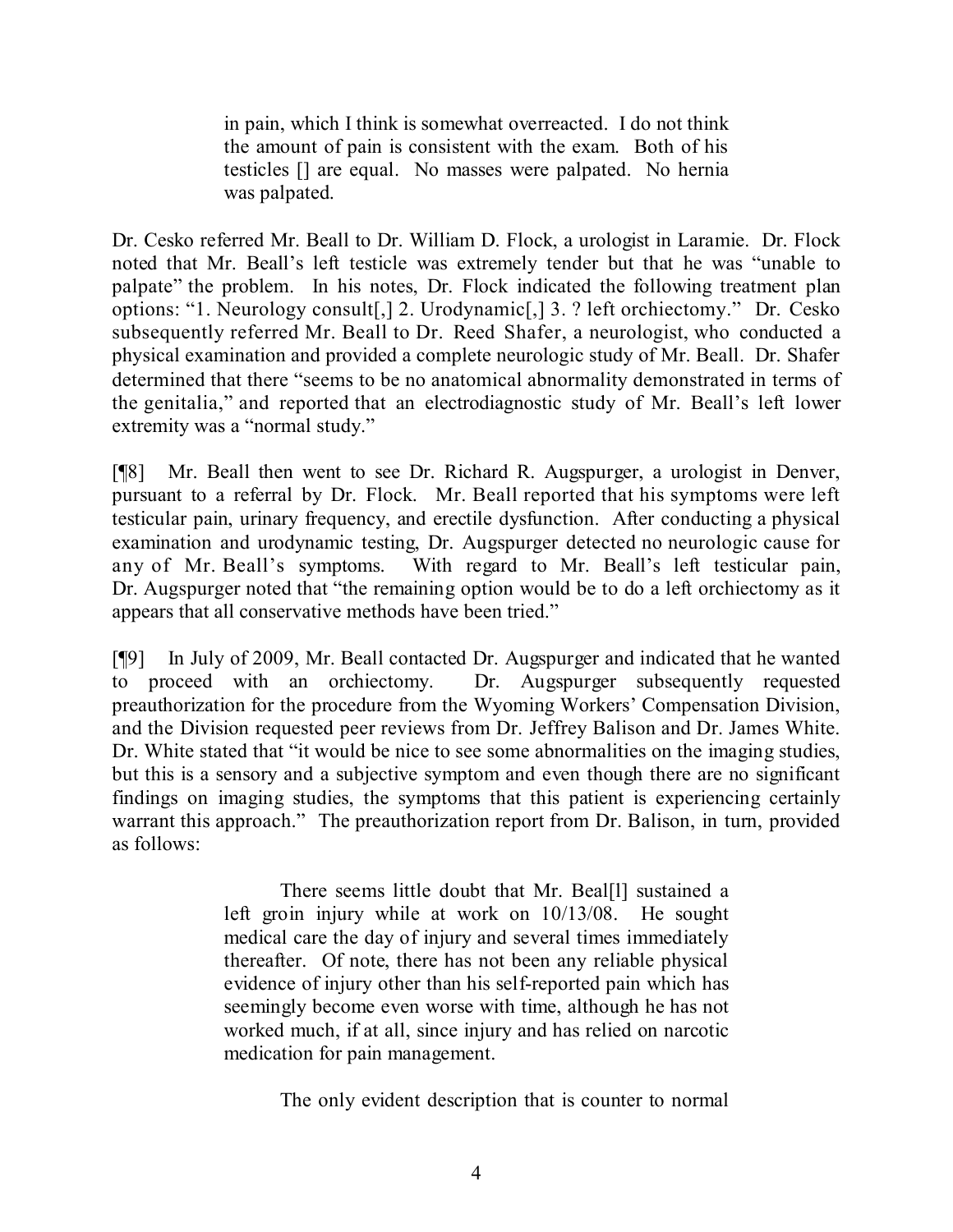> in pain, which I think is somewhat overreacted. I do not think the amount of pain is consistent with the exam. Both of his testicles [] are equal. No masses were palpated. No hernia was palpated.

Dr. Cesko referred Mr. Beall to Dr. William D. Flock, a urologist in Laramie. Dr. Flock noted that Mr. Beall's left testicle was extremely tender but that he was "unable to palpate" the problem. In his notes, Dr. Flock indicated the following treatment plan options: "1. Neurology consult[,] 2. Urodynamic[,] 3. ? left orchiectomy." Dr. Cesko subsequently referred Mr. Beall to Dr. Reed Shafer, a neurologist, who conducted a physical examination and provided a complete neurologic study of Mr. Beall. Dr. Shafer determined that there "seems to be no anatomical abnormality demonstrated in terms of the genitalia," and reported that an electrodiagnostic study of Mr. Beall's left lower extremity was a "normal study."

[¶8] Mr. Beall then went to see Dr. Richard R. Augspurger, a urologist in Denver, pursuant to a referral by Dr. Flock. Mr. Beall reported that his symptoms were left testicular pain, urinary frequency, and erectile dysfunction. After conducting a physical examination and urodynamic testing, Dr. Augspurger detected no neurologic cause for any of Mr. Beall's symptoms. With regard to Mr. Beall's left testicular pain, Dr. Augspurger noted that "the remaining option would be to do a left orchiectomy as it appears that all conservative methods have been tried."

[¶9] In July of 2009, Mr. Beall contacted Dr. Augspurger and indicated that he wanted to proceed with an orchiectomy. Dr. Augspurger subsequently requested preauthorization for the procedure from the Wyoming Workers' Compensation Division, and the Division requested peer reviews from Dr. Jeffrey Balison and Dr. James White. Dr. White stated that "it would be nice to see some abnormalities on the imaging studies, but this is a sensory and a subjective symptom and even though there are no significant findings on imaging studies, the symptoms that this patient is experiencing certainly warrant this approach." The preauthorization report from Dr. Balison, in turn, provided as follows:

> There seems little doubt that Mr. Beal[l] sustained a left groin injury while at work on 10/13/08. He sought medical care the day of injury and several times immediately thereafter. Of note, there has not been any reliable physical evidence of injury other than his self-reported pain which has seemingly become even worse with time, although he has not worked much, if at all, since injury and has relied on narcotic medication for pain management.
>
> The only evident description that is counter to normal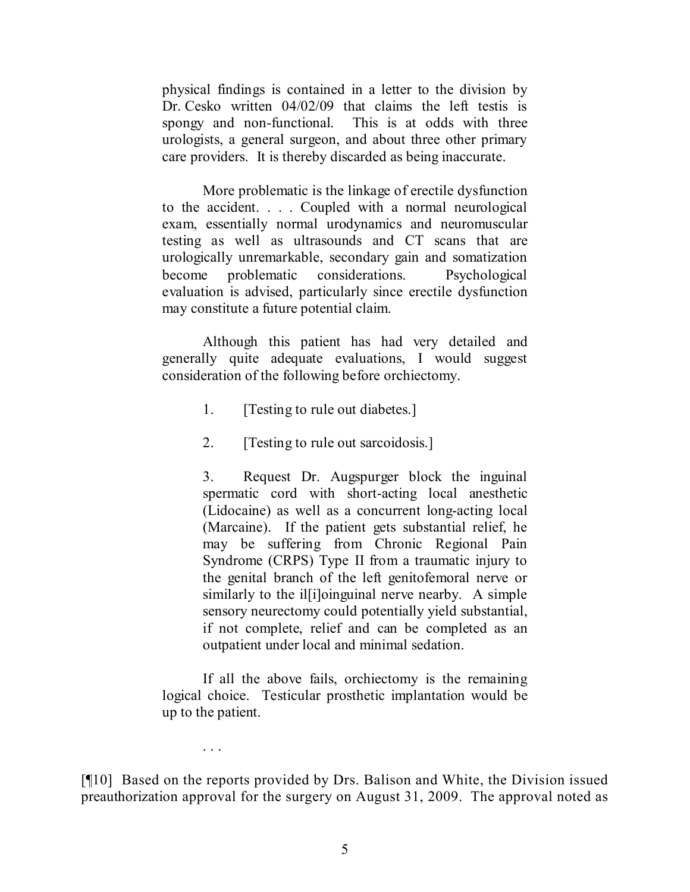physical findings is contained in a letter to the division by Dr. Cesko written 04/02/09 that claims the left testis is spongy and non-functional. This is at odds with three urologists, a general surgeon, and about three other primary care providers. It is thereby discarded as being inaccurate.

More problematic is the linkage of erectile dysfunction to the accident. . . . Coupled with a normal neurological exam, essentially normal urodynamics and neuromuscular testing as well as ultrasounds and CT scans that are urologically unremarkable, secondary gain and somatization become problematic considerations. Psychological evaluation is advised, particularly since erectile dysfunction may constitute a future potential claim.

Although this patient has had very detailed and generally quite adequate evaluations, I would suggest consideration of the following before orchiectomy.

1. [Testing to rule out diabetes.]

2. [Testing to rule out sarcoidosis.]

3. Request Dr. Augspurger block the inguinal spermatic cord with short-acting local anesthetic (Lidocaine) as well as a concurrent long-acting local (Marcaine). If the patient gets substantial relief, he may be suffering from Chronic Regional Pain Syndrome (CRPS) Type II from a traumatic injury to the genital branch of the left genitofemoral nerve or similarly to the il[i]oinguinal nerve nearby. A simple sensory neurectomy could potentially yield substantial, if not complete, relief and can be completed as an outpatient under local and minimal sedation.

If all the above fails, orchiectomy is the remaining logical choice. Testicular prosthetic implantation would be up to the patient.

. . .

[¶10] Based on the reports provided by Drs. Balison and White, the Division issued preauthorization approval for the surgery on August 31, 2009. The approval noted as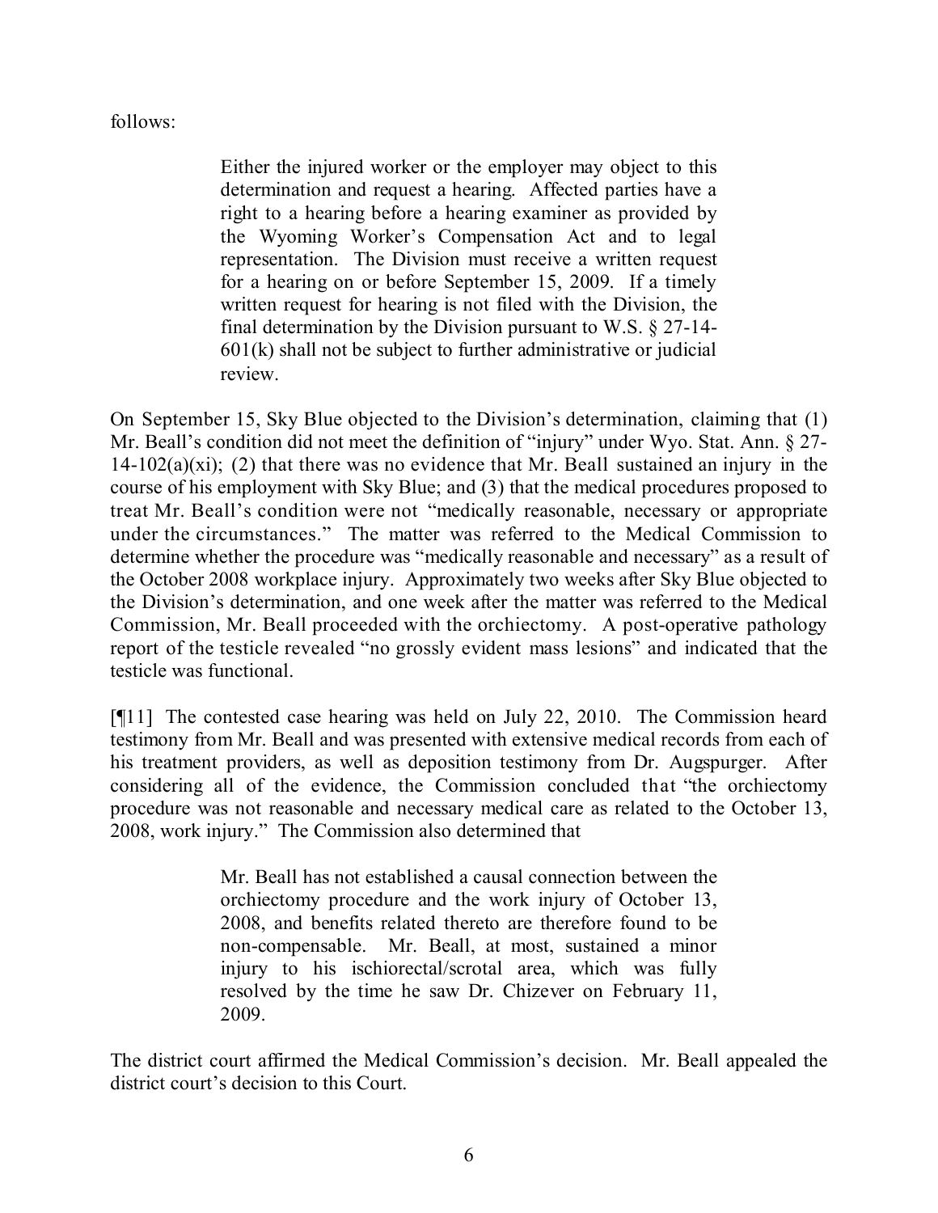follows:

> Either the injured worker or the employer may object to this determination and request a hearing. Affected parties have a right to a hearing before a hearing examiner as provided by the Wyoming Worker's Compensation Act and to legal representation. The Division must receive a written request for a hearing on or before September 15, 2009. If a timely written request for hearing is not filed with the Division, the final determination by the Division pursuant to W.S. § 27-14-601(k) shall not be subject to further administrative or judicial review.

On September 15, Sky Blue objected to the Division's determination, claiming that (1) Mr. Beall's condition did not meet the definition of "injury" under Wyo. Stat. Ann. § 27-14-102(a)(xi); (2) that there was no evidence that Mr. Beall sustained an injury in the course of his employment with Sky Blue; and (3) that the medical procedures proposed to treat Mr. Beall's condition were not "medically reasonable, necessary or appropriate under the circumstances." The matter was referred to the Medical Commission to determine whether the procedure was "medically reasonable and necessary" as a result of the October 2008 workplace injury. Approximately two weeks after Sky Blue objected to the Division's determination, and one week after the matter was referred to the Medical Commission, Mr. Beall proceeded with the orchiectomy. A post-operative pathology report of the testicle revealed "no grossly evident mass lesions" and indicated that the testicle was functional.

[¶11] The contested case hearing was held on July 22, 2010. The Commission heard testimony from Mr. Beall and was presented with extensive medical records from each of his treatment providers, as well as deposition testimony from Dr. Augspurger. After considering all of the evidence, the Commission concluded that "the orchiectomy procedure was not reasonable and necessary medical care as related to the October 13, 2008, work injury." The Commission also determined that

> Mr. Beall has not established a causal connection between the orchiectomy procedure and the work injury of October 13, 2008, and benefits related thereto are therefore found to be non-compensable. Mr. Beall, at most, sustained a minor injury to his ischiorectal/scrotal area, which was fully resolved by the time he saw Dr. Chizever on February 11, 2009.

The district court affirmed the Medical Commission's decision. Mr. Beall appealed the district court's decision to this Court.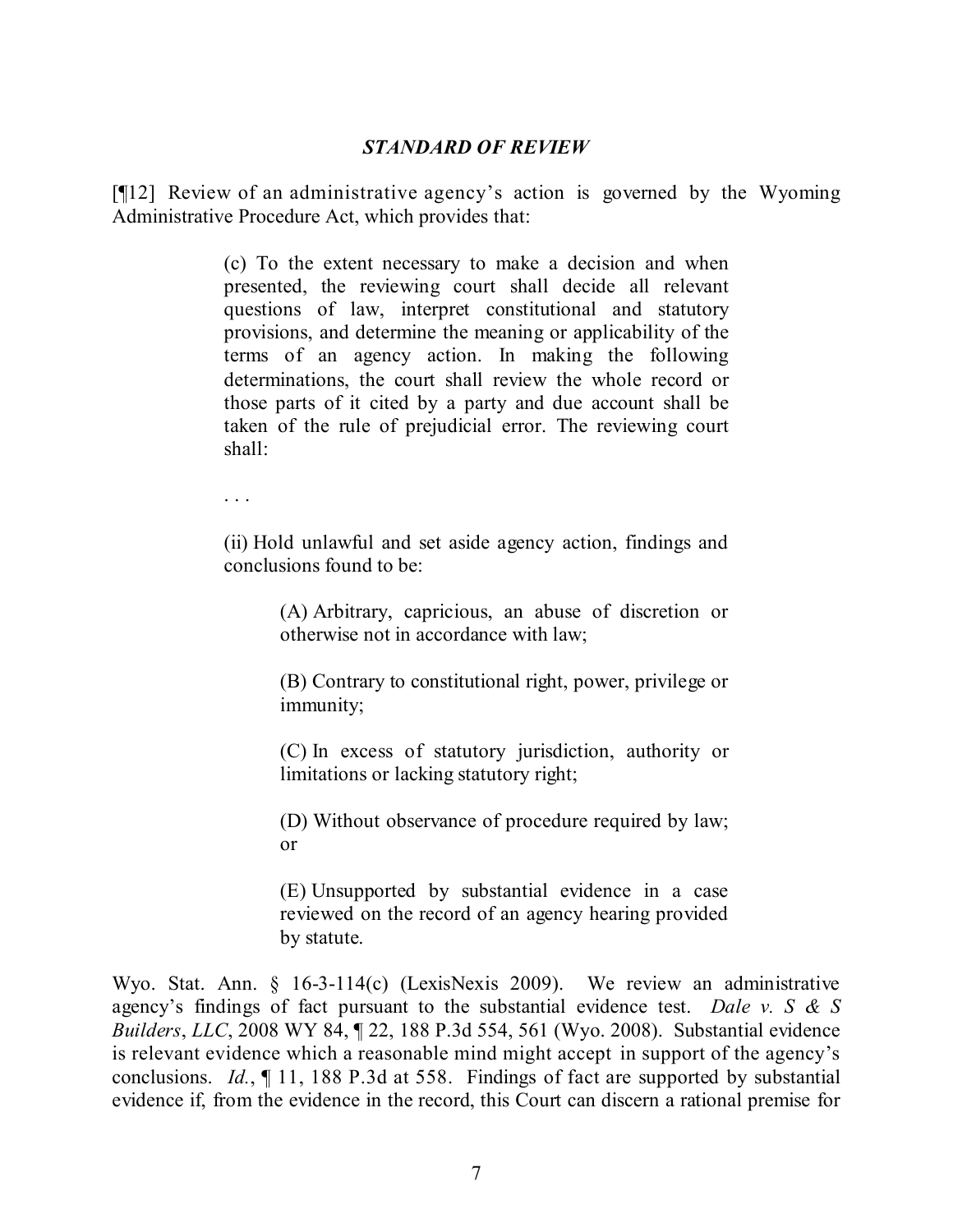### *STANDARD OF REVIEW*

[¶12] Review of an administrative agency's action is governed by the Wyoming Administrative Procedure Act, which provides that:

> (c) To the extent necessary to make a decision and when presented, the reviewing court shall decide all relevant questions of law, interpret constitutional and statutory provisions, and determine the meaning or applicability of the terms of an agency action. In making the following determinations, the court shall review the whole record or those parts of it cited by a party and due account shall be taken of the rule of prejudicial error. The reviewing court shall:
>
> . . .
>
> (ii) Hold unlawful and set aside agency action, findings and conclusions found to be:
>
> > (A) Arbitrary, capricious, an abuse of discretion or otherwise not in accordance with law;
> >
> > (B) Contrary to constitutional right, power, privilege or immunity;
> >
> > (C) In excess of statutory jurisdiction, authority or limitations or lacking statutory right;
> >
> > (D) Without observance of procedure required by law; or
> >
> > (E) Unsupported by substantial evidence in a case reviewed on the record of an agency hearing provided by statute.

Wyo. Stat. Ann. § 16-3-114(c) (LexisNexis 2009). We review an administrative agency's findings of fact pursuant to the substantial evidence test. *Dale v. S & S Builders, LLC*, 2008 WY 84, ¶ 22, 188 P.3d 554, 561 (Wyo. 2008). Substantial evidence is relevant evidence which a reasonable mind might accept in support of the agency's conclusions. *Id.*, ¶ 11, 188 P.3d at 558. Findings of fact are supported by substantial evidence if, from the evidence in the record, this Court can discern a rational premise for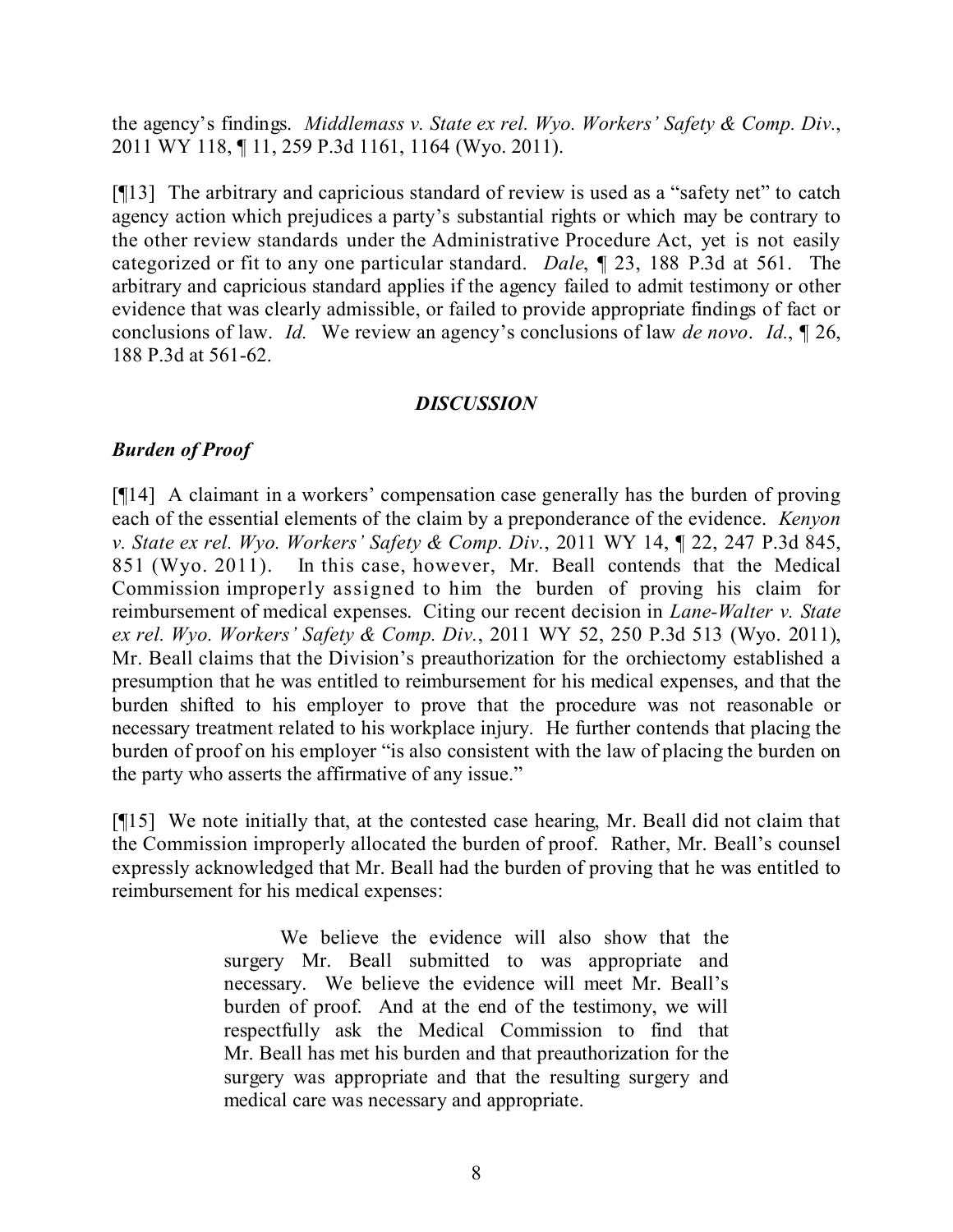the agency's findings. *Middlemass v. State ex rel. Wyo. Workers' Safety & Comp. Div.*, 2011 WY 118, ¶ 11, 259 P.3d 1161, 1164 (Wyo. 2011).

[¶13] The arbitrary and capricious standard of review is used as a "safety net" to catch agency action which prejudices a party's substantial rights or which may be contrary to the other review standards under the Administrative Procedure Act, yet is not easily categorized or fit to any one particular standard. *Dale*, ¶ 23, 188 P.3d at 561. The arbitrary and capricious standard applies if the agency failed to admit testimony or other evidence that was clearly admissible, or failed to provide appropriate findings of fact or conclusions of law. *Id.* We review an agency's conclusions of law *de novo*. *Id.*, ¶ 26, 188 P.3d at 561-62.

## *DISCUSSION*

### *Burden of Proof*

[¶14] A claimant in a workers' compensation case generally has the burden of proving each of the essential elements of the claim by a preponderance of the evidence. *Kenyon v. State ex rel. Wyo. Workers' Safety & Comp. Div.*, 2011 WY 14, ¶ 22, 247 P.3d 845, 851 (Wyo. 2011). In this case, however, Mr. Beall contends that the Medical Commission improperly assigned to him the burden of proving his claim for reimbursement of medical expenses. Citing our recent decision in *Lane-Walter v. State ex rel. Wyo. Workers' Safety & Comp. Div.*, 2011 WY 52, 250 P.3d 513 (Wyo. 2011), Mr. Beall claims that the Division's preauthorization for the orchiectomy established a presumption that he was entitled to reimbursement for his medical expenses, and that the burden shifted to his employer to prove that the procedure was not reasonable or necessary treatment related to his workplace injury. He further contends that placing the burden of proof on his employer "is also consistent with the law of placing the burden on the party who asserts the affirmative of any issue."

[¶15] We note initially that, at the contested case hearing, Mr. Beall did not claim that the Commission improperly allocated the burden of proof. Rather, Mr. Beall's counsel expressly acknowledged that Mr. Beall had the burden of proving that he was entitled to reimbursement for his medical expenses:

> We believe the evidence will also show that the surgery Mr. Beall submitted to was appropriate and necessary. We believe the evidence will meet Mr. Beall's burden of proof. And at the end of the testimony, we will respectfully ask the Medical Commission to find that Mr. Beall has met his burden and that preauthorization for the surgery was appropriate and that the resulting surgery and medical care was necessary and appropriate.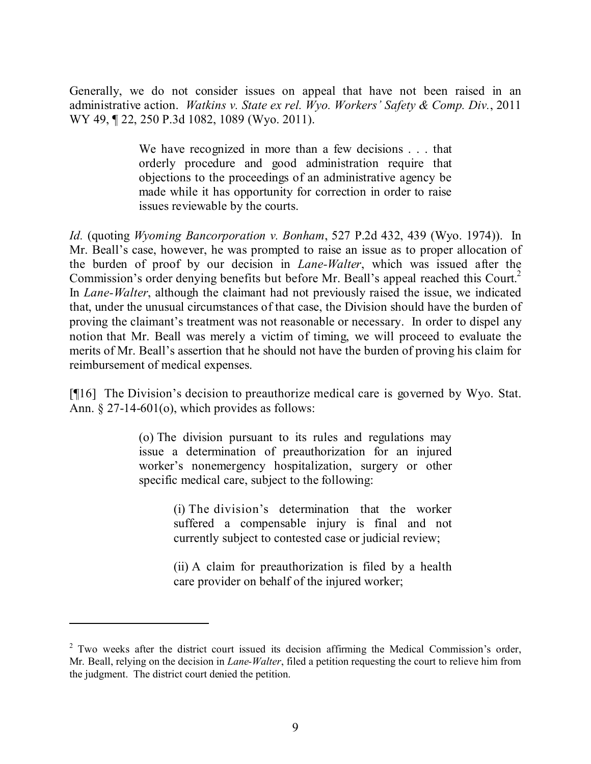Generally, we do not consider issues on appeal that have not been raised in an administrative action. *Watkins v. State ex rel. Wyo. Workers' Safety & Comp. Div.*, 2011 WY 49, ¶ 22, 250 P.3d 1082, 1089 (Wyo. 2011).

> We have recognized in more than a few decisions . . . that orderly procedure and good administration require that objections to the proceedings of an administrative agency be made while it has opportunity for correction in order to raise issues reviewable by the courts.

*Id.* (quoting *Wyoming Bancorporation v. Bonham*, 527 P.2d 432, 439 (Wyo. 1974)). In Mr. Beall's case, however, he was prompted to raise an issue as to proper allocation of the burden of proof by our decision in *Lane-Walter*, which was issued after the Commission's order denying benefits but before Mr. Beall's appeal reached this Court.[2] In *Lane-Walter*, although the claimant had not previously raised the issue, we indicated that, under the unusual circumstances of that case, the Division should have the burden of proving the claimant's treatment was not reasonable or necessary. In order to dispel any notion that Mr. Beall was merely a victim of timing, we will proceed to evaluate the merits of Mr. Beall's assertion that he should not have the burden of proving his claim for reimbursement of medical expenses.

[¶16] The Division's decision to preauthorize medical care is governed by Wyo. Stat. Ann. § 27-14-601(o), which provides as follows:

> (o) The division pursuant to its rules and regulations may issue a determination of preauthorization for an injured worker's nonemergency hospitalization, surgery or other specific medical care, subject to the following:
>
> > (i) The division's determination that the worker suffered a compensable injury is final and not currently subject to contested case or judicial review;
> >
> > (ii) A claim for preauthorization is filed by a health care provider on behalf of the injured worker;

---

[2] Two weeks after the district court issued its decision affirming the Medical Commission's order, Mr. Beall, relying on the decision in *Lane-Walter*, filed a petition requesting the court to relieve him from the judgment. The district court denied the petition.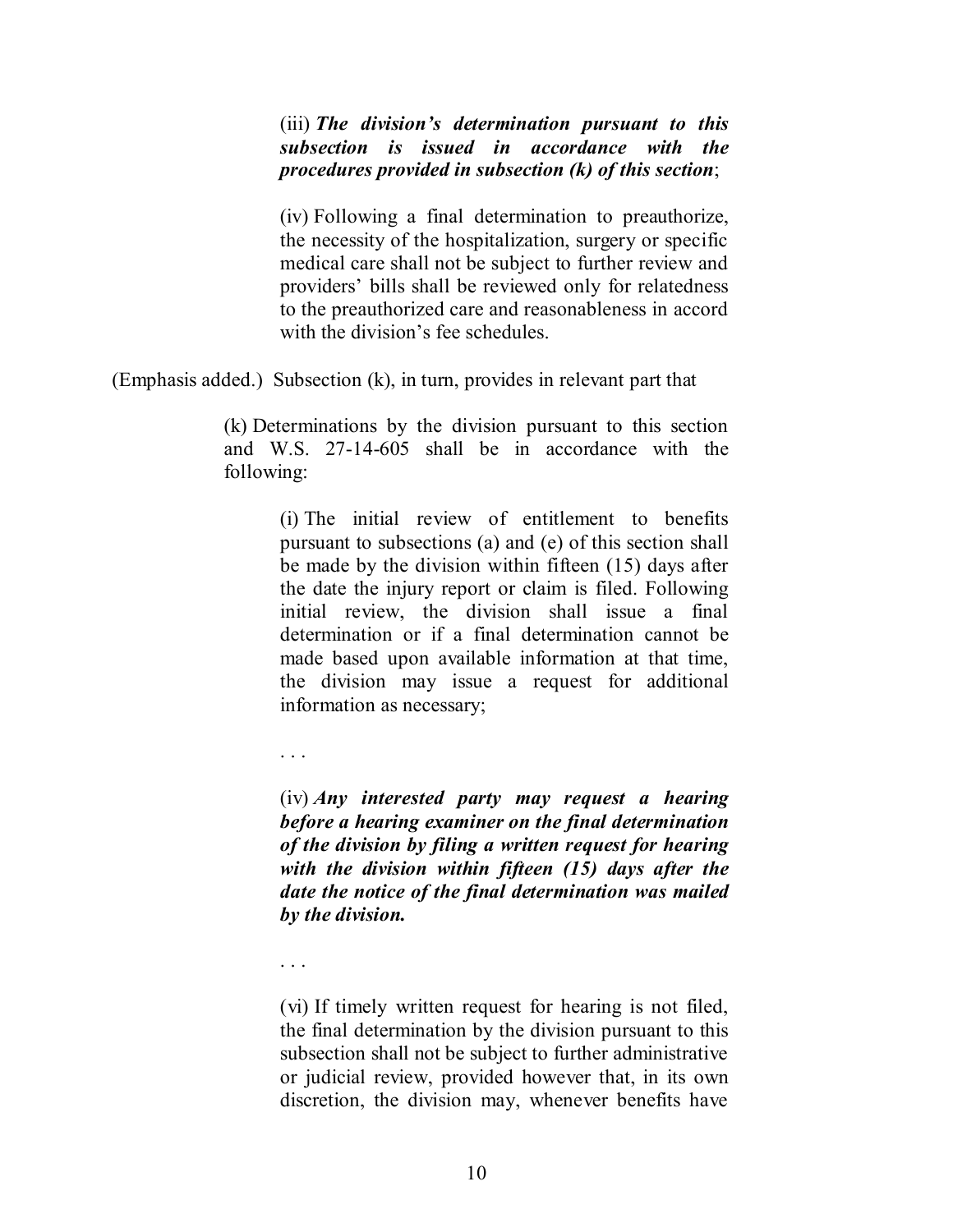> (iii) ***The division's determination pursuant to this subsection is issued in accordance with the procedures provided in subsection (k) of this section***;
>
> (iv) Following a final determination to preauthorize, the necessity of the hospitalization, surgery or specific medical care shall not be subject to further review and providers' bills shall be reviewed only for relatedness to the preauthorized care and reasonableness in accord with the division's fee schedules.

(Emphasis added.) Subsection (k), in turn, provides in relevant part that

> (k) Determinations by the division pursuant to this section and W.S. 27-14-605 shall be in accordance with the following:
>
> > (i) The initial review of entitlement to benefits pursuant to subsections (a) and (e) of this section shall be made by the division within fifteen (15) days after the date the injury report or claim is filed. Following initial review, the division shall issue a final determination or if a final determination cannot be made based upon available information at that time, the division may issue a request for additional information as necessary;
> >
> > . . .
> >
> > (iv) ***Any interested party may request a hearing before a hearing examiner on the final determination of the division by filing a written request for hearing with the division within fifteen (15) days after the date the notice of the final determination was mailed by the division.***
> >
> > . . .
> >
> > (vi) If timely written request for hearing is not filed, the final determination by the division pursuant to this subsection shall not be subject to further administrative or judicial review, provided however that, in its own discretion, the division may, whenever benefits have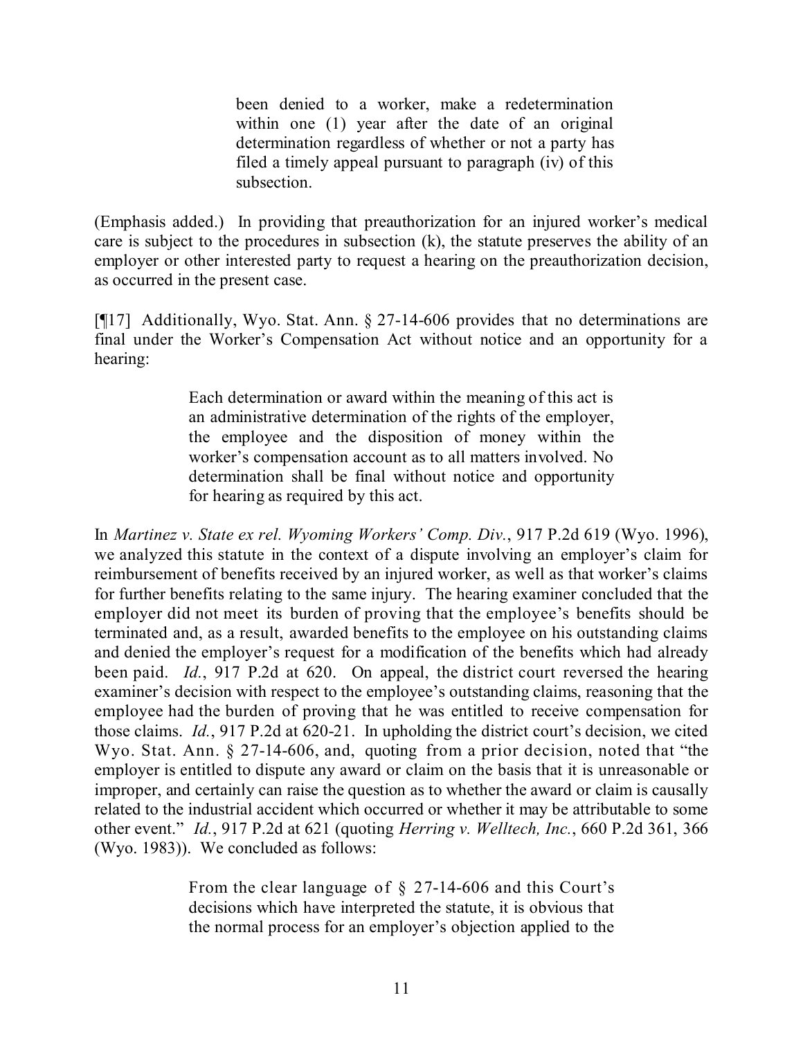> been denied to a worker, make a redetermination within one (1) year after the date of an original determination regardless of whether or not a party has filed a timely appeal pursuant to paragraph (iv) of this subsection.

(Emphasis added.) In providing that preauthorization for an injured worker's medical care is subject to the procedures in subsection (k), the statute preserves the ability of an employer or other interested party to request a hearing on the preauthorization decision, as occurred in the present case.

[¶17] Additionally, Wyo. Stat. Ann. § 27-14-606 provides that no determinations are final under the Worker's Compensation Act without notice and an opportunity for a hearing:

> Each determination or award within the meaning of this act is an administrative determination of the rights of the employer, the employee and the disposition of money within the worker's compensation account as to all matters involved. No determination shall be final without notice and opportunity for hearing as required by this act.

In *Martinez v. State ex rel. Wyoming Workers' Comp. Div.*, 917 P.2d 619 (Wyo. 1996), we analyzed this statute in the context of a dispute involving an employer's claim for reimbursement of benefits received by an injured worker, as well as that worker's claims for further benefits relating to the same injury. The hearing examiner concluded that the employer did not meet its burden of proving that the employee's benefits should be terminated and, as a result, awarded benefits to the employee on his outstanding claims and denied the employer's request for a modification of the benefits which had already been paid. *Id.*, 917 P.2d at 620. On appeal, the district court reversed the hearing examiner's decision with respect to the employee's outstanding claims, reasoning that the employee had the burden of proving that he was entitled to receive compensation for those claims. *Id.*, 917 P.2d at 620-21. In upholding the district court's decision, we cited Wyo. Stat. Ann. § 27-14-606, and, quoting from a prior decision, noted that "the employer is entitled to dispute any award or claim on the basis that it is unreasonable or improper, and certainly can raise the question as to whether the award or claim is causally related to the industrial accident which occurred or whether it may be attributable to some other event." *Id.*, 917 P.2d at 621 (quoting *Herring v. Welltech, Inc.*, 660 P.2d 361, 366 (Wyo. 1983)). We concluded as follows:

> From the clear language of § 27-14-606 and this Court's decisions which have interpreted the statute, it is obvious that the normal process for an employer's objection applied to the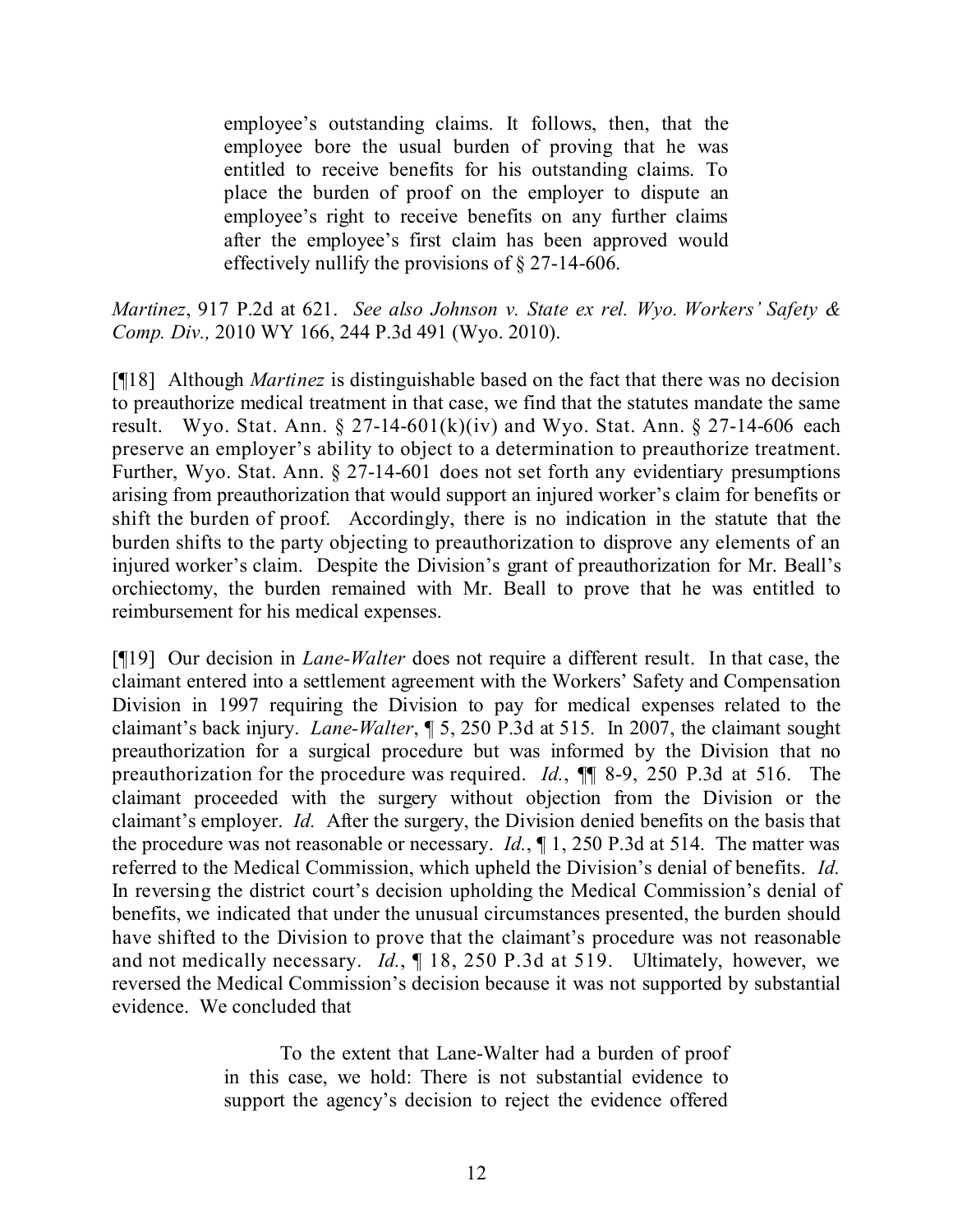> employee's outstanding claims. It follows, then, that the employee bore the usual burden of proving that he was entitled to receive benefits for his outstanding claims. To place the burden of proof on the employer to dispute an employee's right to receive benefits on any further claims after the employee's first claim has been approved would effectively nullify the provisions of § 27-14-606.

*Martinez*, 917 P.2d at 621. *See also Johnson v. State ex rel. Wyo. Workers' Safety & Comp. Div.,* 2010 WY 166, 244 P.3d 491 (Wyo. 2010).

[¶18] Although *Martinez* is distinguishable based on the fact that there was no decision to preauthorize medical treatment in that case, we find that the statutes mandate the same result. Wyo. Stat. Ann. § 27-14-601(k)(iv) and Wyo. Stat. Ann. § 27-14-606 each preserve an employer's ability to object to a determination to preauthorize treatment. Further, Wyo. Stat. Ann. § 27-14-601 does not set forth any evidentiary presumptions arising from preauthorization that would support an injured worker's claim for benefits or shift the burden of proof. Accordingly, there is no indication in the statute that the burden shifts to the party objecting to preauthorization to disprove any elements of an injured worker's claim. Despite the Division's grant of preauthorization for Mr. Beall's orchiectomy, the burden remained with Mr. Beall to prove that he was entitled to reimbursement for his medical expenses.

[¶19] Our decision in *Lane-Walter* does not require a different result. In that case, the claimant entered into a settlement agreement with the Workers' Safety and Compensation Division in 1997 requiring the Division to pay for medical expenses related to the claimant's back injury. *Lane-Walter*, ¶ 5, 250 P.3d at 515. In 2007, the claimant sought preauthorization for a surgical procedure but was informed by the Division that no preauthorization for the procedure was required. *Id.*, ¶¶ 8-9, 250 P.3d at 516. The claimant proceeded with the surgery without objection from the Division or the claimant's employer. *Id.* After the surgery, the Division denied benefits on the basis that the procedure was not reasonable or necessary. *Id.*, ¶ 1, 250 P.3d at 514. The matter was referred to the Medical Commission, which upheld the Division's denial of benefits. *Id.* In reversing the district court's decision upholding the Medical Commission's denial of benefits, we indicated that under the unusual circumstances presented, the burden should have shifted to the Division to prove that the claimant's procedure was not reasonable and not medically necessary. *Id.*, ¶ 18, 250 P.3d at 519. Ultimately, however, we reversed the Medical Commission's decision because it was not supported by substantial evidence. We concluded that

> To the extent that Lane-Walter had a burden of proof in this case, we hold: There is not substantial evidence to support the agency's decision to reject the evidence offered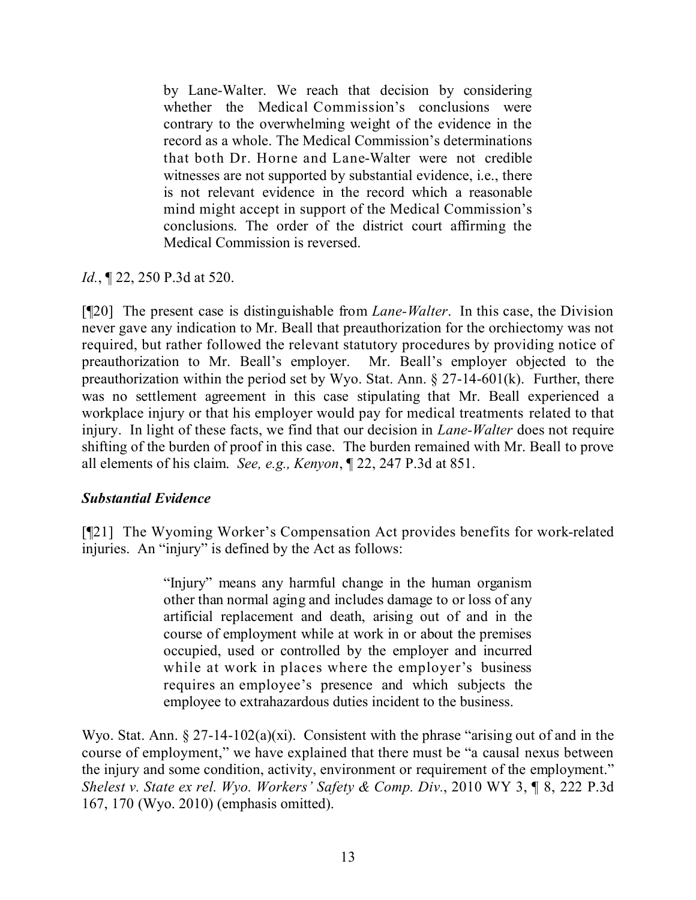> by Lane-Walter. We reach that decision by considering whether the Medical Commission's conclusions were contrary to the overwhelming weight of the evidence in the record as a whole. The Medical Commission's determinations that both Dr. Horne and Lane-Walter were not credible witnesses are not supported by substantial evidence, i.e., there is not relevant evidence in the record which a reasonable mind might accept in support of the Medical Commission's conclusions. The order of the district court affirming the Medical Commission is reversed.

*Id.*, ¶ 22, 250 P.3d at 520.

[¶20] The present case is distinguishable from *Lane-Walter*. In this case, the Division never gave any indication to Mr. Beall that preauthorization for the orchiectomy was not required, but rather followed the relevant statutory procedures by providing notice of preauthorization to Mr. Beall's employer. Mr. Beall's employer objected to the preauthorization within the period set by Wyo. Stat. Ann. § 27-14-601(k). Further, there was no settlement agreement in this case stipulating that Mr. Beall experienced a workplace injury or that his employer would pay for medical treatments related to that injury. In light of these facts, we find that our decision in *Lane-Walter* does not require shifting of the burden of proof in this case. The burden remained with Mr. Beall to prove all elements of his claim. *See, e.g., Kenyon*, ¶ 22, 247 P.3d at 851.

***Substantial Evidence***

[¶21] The Wyoming Worker's Compensation Act provides benefits for work-related injuries. An "injury" is defined by the Act as follows:

> "Injury" means any harmful change in the human organism other than normal aging and includes damage to or loss of any artificial replacement and death, arising out of and in the course of employment while at work in or about the premises occupied, used or controlled by the employer and incurred while at work in places where the employer's business requires an employee's presence and which subjects the employee to extrahazardous duties incident to the business.

Wyo. Stat. Ann. § 27-14-102(a)(xi). Consistent with the phrase "arising out of and in the course of employment," we have explained that there must be "a causal nexus between the injury and some condition, activity, environment or requirement of the employment." *Shelest v. State ex rel. Wyo. Workers' Safety & Comp. Div.*, 2010 WY 3, ¶ 8, 222 P.3d 167, 170 (Wyo. 2010) (emphasis omitted).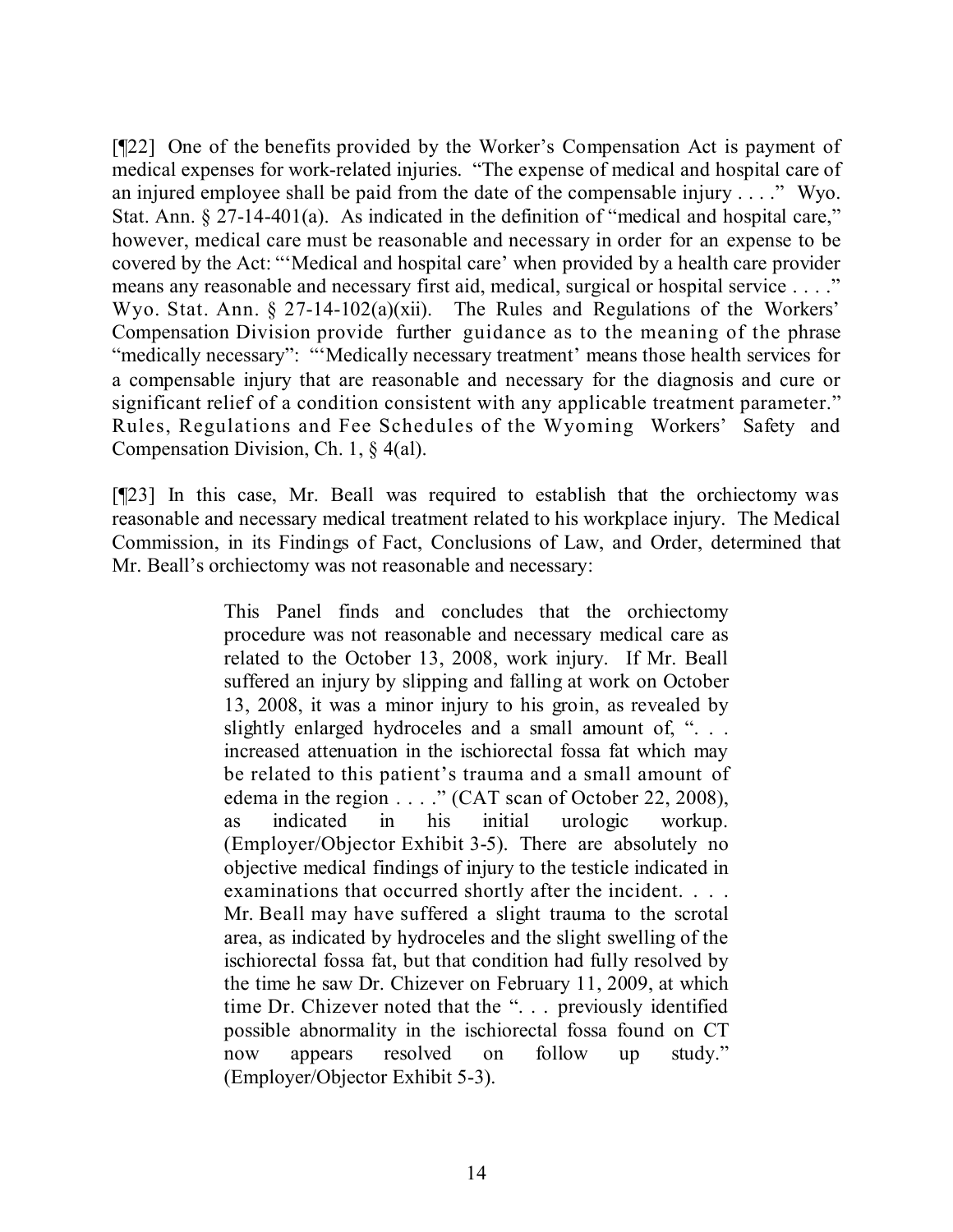[¶22] One of the benefits provided by the Worker's Compensation Act is payment of medical expenses for work-related injuries. "The expense of medical and hospital care of an injured employee shall be paid from the date of the compensable injury . . . ." Wyo. Stat. Ann. § 27-14-401(a). As indicated in the definition of "medical and hospital care," however, medical care must be reasonable and necessary in order for an expense to be covered by the Act: "'Medical and hospital care' when provided by a health care provider means any reasonable and necessary first aid, medical, surgical or hospital service . . . ." Wyo. Stat. Ann. § 27-14-102(a)(xii). The Rules and Regulations of the Workers' Compensation Division provide further guidance as to the meaning of the phrase "medically necessary": "'Medically necessary treatment' means those health services for a compensable injury that are reasonable and necessary for the diagnosis and cure or significant relief of a condition consistent with any applicable treatment parameter." Rules, Regulations and Fee Schedules of the Wyoming Workers' Safety and Compensation Division, Ch. 1, § 4(al).

[¶23] In this case, Mr. Beall was required to establish that the orchiectomy was reasonable and necessary medical treatment related to his workplace injury. The Medical Commission, in its Findings of Fact, Conclusions of Law, and Order, determined that Mr. Beall's orchiectomy was not reasonable and necessary:

> This Panel finds and concludes that the orchiectomy procedure was not reasonable and necessary medical care as related to the October 13, 2008, work injury. If Mr. Beall suffered an injury by slipping and falling at work on October 13, 2008, it was a minor injury to his groin, as revealed by slightly enlarged hydroceles and a small amount of, ". . . increased attenuation in the ischiorectal fossa fat which may be related to this patient's trauma and a small amount of edema in the region . . . ." (CAT scan of October 22, 2008), as indicated in his initial urologic workup. (Employer/Objector Exhibit 3-5). There are absolutely no objective medical findings of injury to the testicle indicated in examinations that occurred shortly after the incident. . . . Mr. Beall may have suffered a slight trauma to the scrotal area, as indicated by hydroceles and the slight swelling of the ischiorectal fossa fat, but that condition had fully resolved by the time he saw Dr. Chizever on February 11, 2009, at which time Dr. Chizever noted that the ". . . previously identified possible abnormality in the ischiorectal fossa found on CT now appears resolved on follow up study." (Employer/Objector Exhibit 5-3).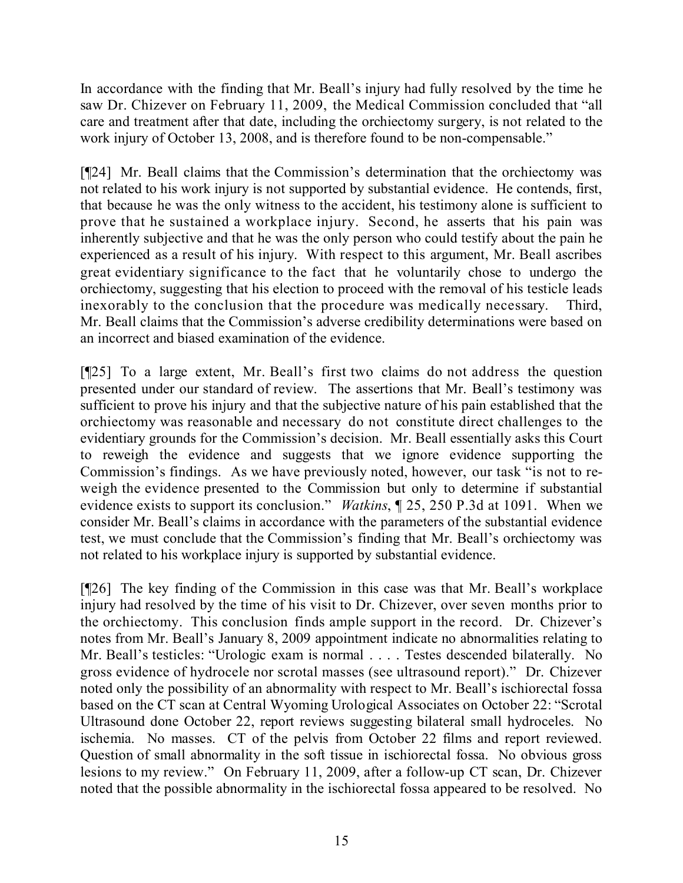In accordance with the finding that Mr. Beall's injury had fully resolved by the time he saw Dr. Chizever on February 11, 2009, the Medical Commission concluded that "all care and treatment after that date, including the orchiectomy surgery, is not related to the work injury of October 13, 2008, and is therefore found to be non-compensable."

[¶24] Mr. Beall claims that the Commission's determination that the orchiectomy was not related to his work injury is not supported by substantial evidence. He contends, first, that because he was the only witness to the accident, his testimony alone is sufficient to prove that he sustained a workplace injury. Second, he asserts that his pain was inherently subjective and that he was the only person who could testify about the pain he experienced as a result of his injury. With respect to this argument, Mr. Beall ascribes great evidentiary significance to the fact that he voluntarily chose to undergo the orchiectomy, suggesting that his election to proceed with the removal of his testicle leads inexorably to the conclusion that the procedure was medically necessary. Third, Mr. Beall claims that the Commission's adverse credibility determinations were based on an incorrect and biased examination of the evidence.

[¶25] To a large extent, Mr. Beall's first two claims do not address the question presented under our standard of review. The assertions that Mr. Beall's testimony was sufficient to prove his injury and that the subjective nature of his pain established that the orchiectomy was reasonable and necessary do not constitute direct challenges to the evidentiary grounds for the Commission's decision. Mr. Beall essentially asks this Court to reweigh the evidence and suggests that we ignore evidence supporting the Commission's findings. As we have previously noted, however, our task "is not to re-weigh the evidence presented to the Commission but only to determine if substantial evidence exists to support its conclusion." *Watkins*, ¶ 25, 250 P.3d at 1091. When we consider Mr. Beall's claims in accordance with the parameters of the substantial evidence test, we must conclude that the Commission's finding that Mr. Beall's orchiectomy was not related to his workplace injury is supported by substantial evidence.

[¶26] The key finding of the Commission in this case was that Mr. Beall's workplace injury had resolved by the time of his visit to Dr. Chizever, over seven months prior to the orchiectomy. This conclusion finds ample support in the record. Dr. Chizever's notes from Mr. Beall's January 8, 2009 appointment indicate no abnormalities relating to Mr. Beall's testicles: "Urologic exam is normal . . . . Testes descended bilaterally. No gross evidence of hydrocele nor scrotal masses (see ultrasound report)." Dr. Chizever noted only the possibility of an abnormality with respect to Mr. Beall's ischiorectal fossa based on the CT scan at Central Wyoming Urological Associates on October 22: "Scrotal Ultrasound done October 22, report reviews suggesting bilateral small hydroceles. No ischemia. No masses. CT of the pelvis from October 22 films and report reviewed. Question of small abnormality in the soft tissue in ischiorectal fossa. No obvious gross lesions to my review." On February 11, 2009, after a follow-up CT scan, Dr. Chizever noted that the possible abnormality in the ischiorectal fossa appeared to be resolved. No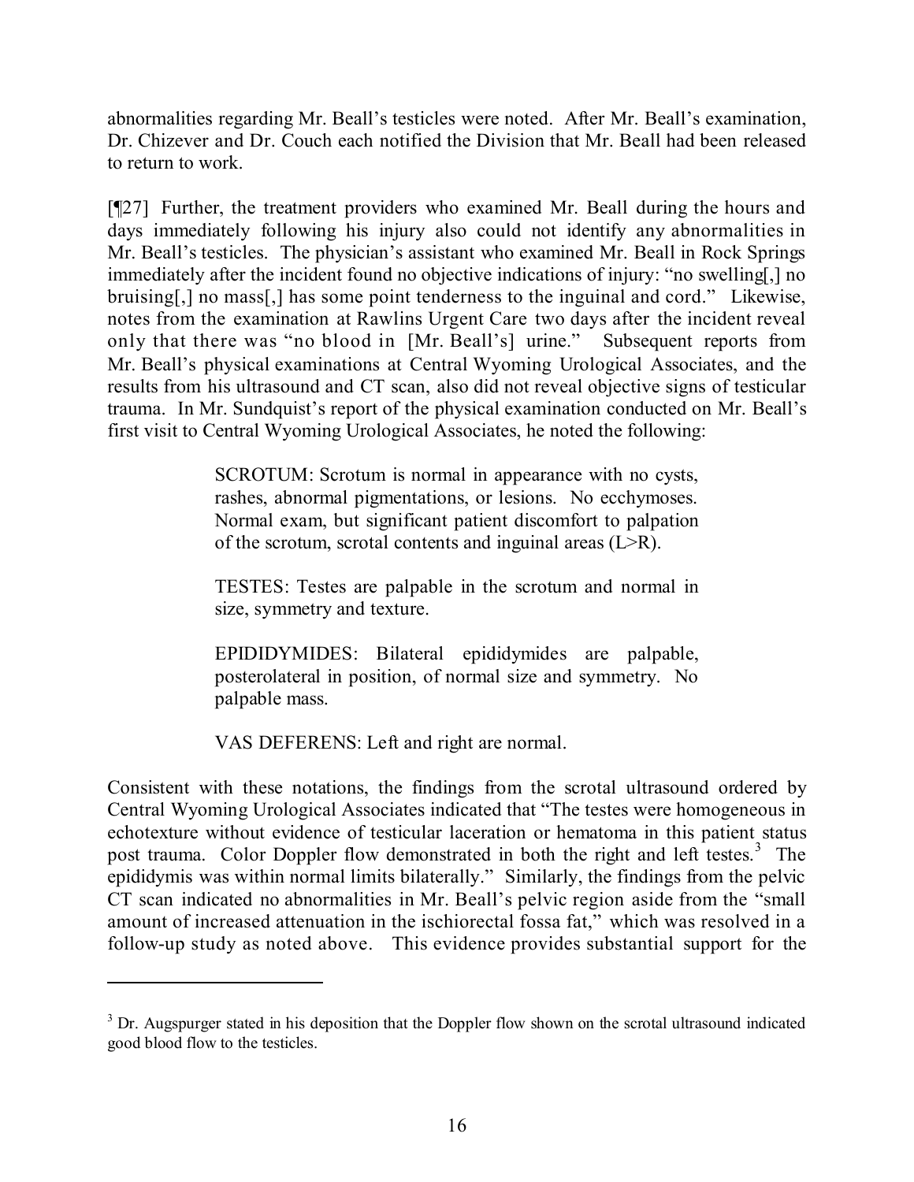abnormalities regarding Mr. Beall's testicles were noted. After Mr. Beall's examination, Dr. Chizever and Dr. Couch each notified the Division that Mr. Beall had been released to return to work.

[¶27] Further, the treatment providers who examined Mr. Beall during the hours and days immediately following his injury also could not identify any abnormalities in Mr. Beall's testicles. The physician's assistant who examined Mr. Beall in Rock Springs immediately after the incident found no objective indications of injury: "no swelling[,] no bruising[,] no mass[,] has some point tenderness to the inguinal and cord." Likewise, notes from the examination at Rawlins Urgent Care two days after the incident reveal only that there was "no blood in [Mr. Beall's] urine." Subsequent reports from Mr. Beall's physical examinations at Central Wyoming Urological Associates, and the results from his ultrasound and CT scan, also did not reveal objective signs of testicular trauma. In Mr. Sundquist's report of the physical examination conducted on Mr. Beall's first visit to Central Wyoming Urological Associates, he noted the following:

> SCROTUM: Scrotum is normal in appearance with no cysts, rashes, abnormal pigmentations, or lesions. No ecchymoses. Normal exam, but significant patient discomfort to palpation of the scrotum, scrotal contents and inguinal areas (L>R).
>
> TESTES: Testes are palpable in the scrotum and normal in size, symmetry and texture.
>
> EPIDIDYMIDES: Bilateral epididymides are palpable, posterolateral in position, of normal size and symmetry. No palpable mass.
>
> VAS DEFERENS: Left and right are normal.

Consistent with these notations, the findings from the scrotal ultrasound ordered by Central Wyoming Urological Associates indicated that "The testes were homogeneous in echotexture without evidence of testicular laceration or hematoma in this patient status post trauma. Color Doppler flow demonstrated in both the right and left testes.[3] The epididymis was within normal limits bilaterally." Similarly, the findings from the pelvic CT scan indicated no abnormalities in Mr. Beall's pelvic region aside from the "small amount of increased attenuation in the ischiorectal fossa fat," which was resolved in a follow-up study as noted above. This evidence provides substantial support for the

---

[3] Dr. Augspurger stated in his deposition that the Doppler flow shown on the scrotal ultrasound indicated good blood flow to the testicles.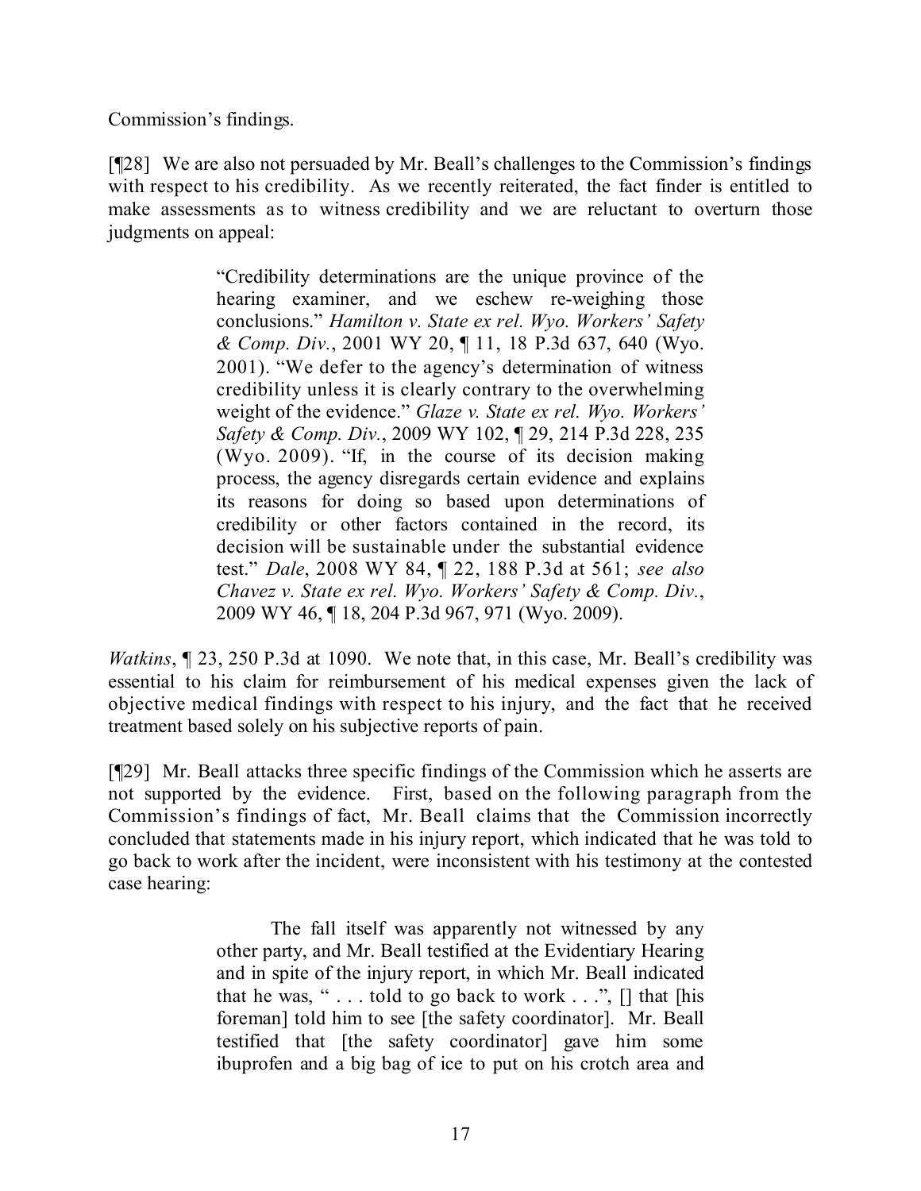Commission's findings.

[¶28] We are also not persuaded by Mr. Beall's challenges to the Commission's findings with respect to his credibility. As we recently reiterated, the fact finder is entitled to make assessments as to witness credibility and we are reluctant to overturn those judgments on appeal:

> "Credibility determinations are the unique province of the hearing examiner, and we eschew re-weighing those conclusions." *Hamilton v. State ex rel. Wyo. Workers' Safety & Comp. Div.*, 2001 WY 20, ¶ 11, 18 P.3d 637, 640 (Wyo. 2001). "We defer to the agency's determination of witness credibility unless it is clearly contrary to the overwhelming weight of the evidence." *Glaze v. State ex rel. Wyo. Workers' Safety & Comp. Div.*, 2009 WY 102, ¶ 29, 214 P.3d 228, 235 (Wyo. 2009). "If, in the course of its decision making process, the agency disregards certain evidence and explains its reasons for doing so based upon determinations of credibility or other factors contained in the record, its decision will be sustainable under the substantial evidence test." *Dale*, 2008 WY 84, ¶ 22, 188 P.3d at 561; *see also Chavez v. State ex rel. Wyo. Workers' Safety & Comp. Div.*, 2009 WY 46, ¶ 18, 204 P.3d 967, 971 (Wyo. 2009).

*Watkins*, ¶ 23, 250 P.3d at 1090. We note that, in this case, Mr. Beall's credibility was essential to his claim for reimbursement of his medical expenses given the lack of objective medical findings with respect to his injury, and the fact that he received treatment based solely on his subjective reports of pain.

[¶29] Mr. Beall attacks three specific findings of the Commission which he asserts are not supported by the evidence. First, based on the following paragraph from the Commission's findings of fact, Mr. Beall claims that the Commission incorrectly concluded that statements made in his injury report, which indicated that he was told to go back to work after the incident, were inconsistent with his testimony at the contested case hearing:

> The fall itself was apparently not witnessed by any other party, and Mr. Beall testified at the Evidentiary Hearing and in spite of the injury report, in which Mr. Beall indicated that he was, " . . . told to go back to work . . .", [] that [his foreman] told him to see [the safety coordinator]. Mr. Beall testified that [the safety coordinator] gave him some ibuprofen and a big bag of ice to put on his crotch area and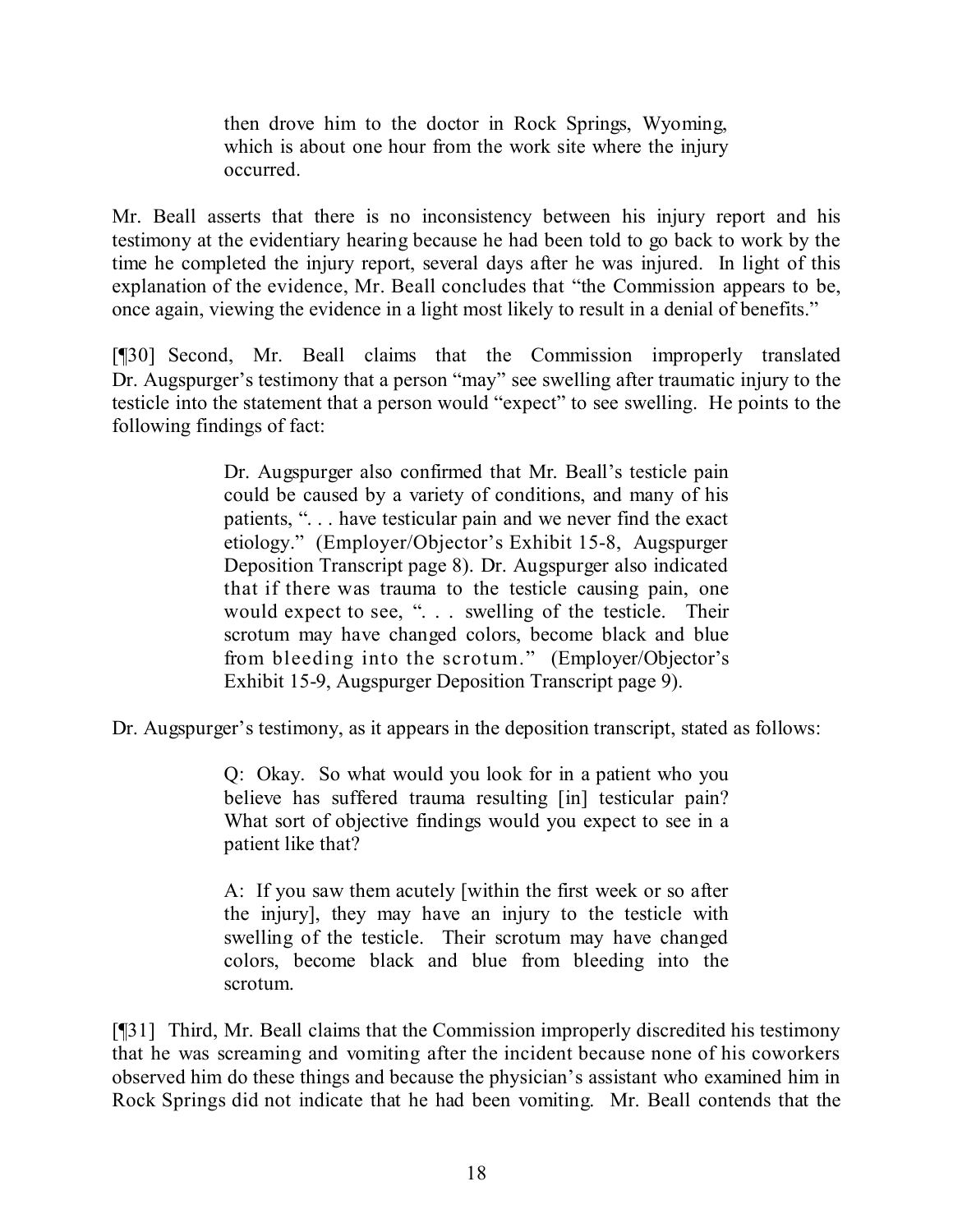> then drove him to the doctor in Rock Springs, Wyoming, which is about one hour from the work site where the injury occurred.

Mr. Beall asserts that there is no inconsistency between his injury report and his testimony at the evidentiary hearing because he had been told to go back to work by the time he completed the injury report, several days after he was injured. In light of this explanation of the evidence, Mr. Beall concludes that "the Commission appears to be, once again, viewing the evidence in a light most likely to result in a denial of benefits."

[¶30] Second, Mr. Beall claims that the Commission improperly translated Dr. Augspurger's testimony that a person "may" see swelling after traumatic injury to the testicle into the statement that a person would "expect" to see swelling. He points to the following findings of fact:

> Dr. Augspurger also confirmed that Mr. Beall's testicle pain could be caused by a variety of conditions, and many of his patients, ". . . have testicular pain and we never find the exact etiology." (Employer/Objector's Exhibit 15-8, Augspurger Deposition Transcript page 8). Dr. Augspurger also indicated that if there was trauma to the testicle causing pain, one would expect to see, ". . . swelling of the testicle. Their scrotum may have changed colors, become black and blue from bleeding into the scrotum." (Employer/Objector's Exhibit 15-9, Augspurger Deposition Transcript page 9).

Dr. Augspurger's testimony, as it appears in the deposition transcript, stated as follows:

> Q: Okay. So what would you look for in a patient who you believe has suffered trauma resulting [in] testicular pain? What sort of objective findings would you expect to see in a patient like that?
>
> A: If you saw them acutely [within the first week or so after the injury], they may have an injury to the testicle with swelling of the testicle. Their scrotum may have changed colors, become black and blue from bleeding into the scrotum.

[¶31] Third, Mr. Beall claims that the Commission improperly discredited his testimony that he was screaming and vomiting after the incident because none of his coworkers observed him do these things and because the physician's assistant who examined him in Rock Springs did not indicate that he had been vomiting. Mr. Beall contends that the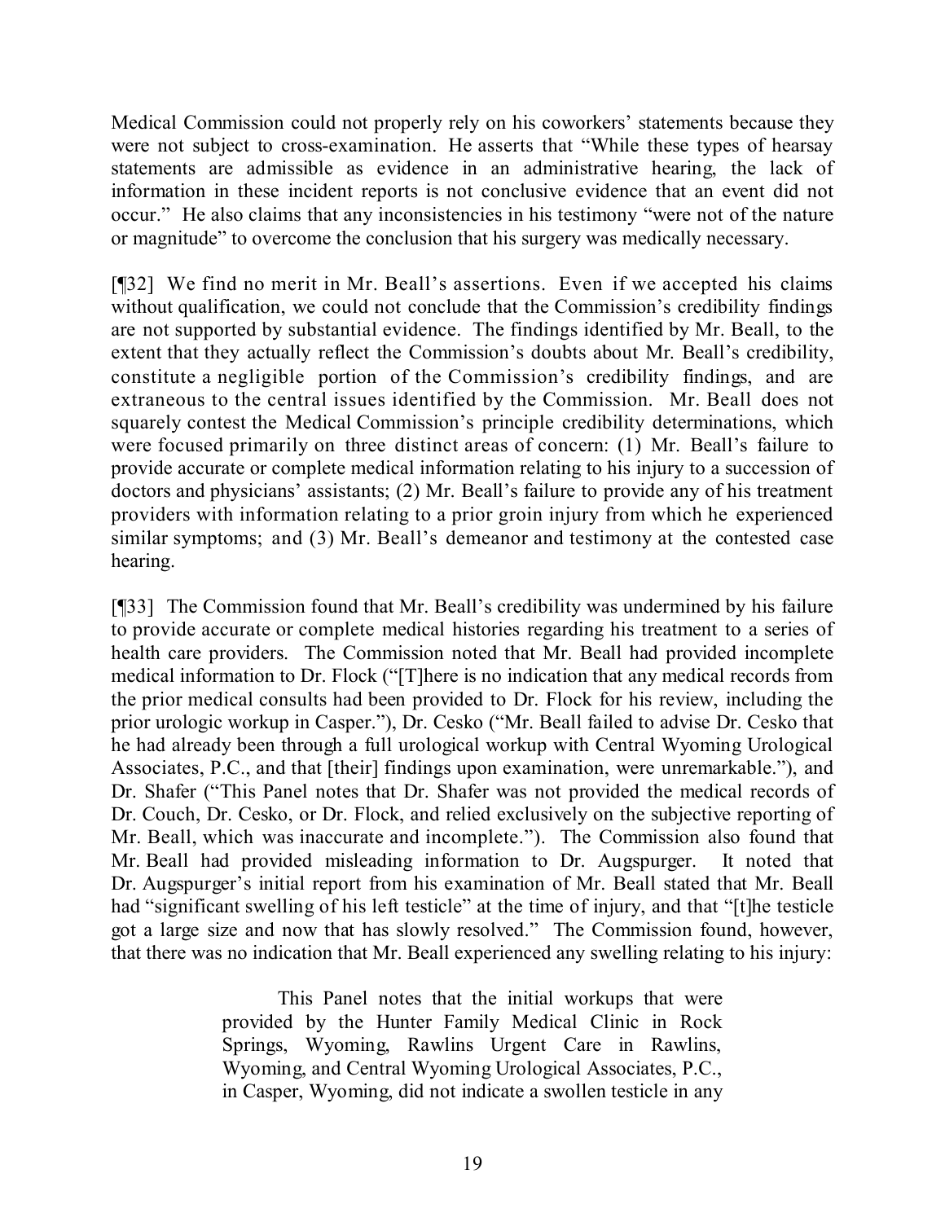Medical Commission could not properly rely on his coworkers' statements because they were not subject to cross-examination. He asserts that "While these types of hearsay statements are admissible as evidence in an administrative hearing, the lack of information in these incident reports is not conclusive evidence that an event did not occur." He also claims that any inconsistencies in his testimony "were not of the nature or magnitude" to overcome the conclusion that his surgery was medically necessary.

[¶32] We find no merit in Mr. Beall's assertions. Even if we accepted his claims without qualification, we could not conclude that the Commission's credibility findings are not supported by substantial evidence. The findings identified by Mr. Beall, to the extent that they actually reflect the Commission's doubts about Mr. Beall's credibility, constitute a negligible portion of the Commission's credibility findings, and are extraneous to the central issues identified by the Commission. Mr. Beall does not squarely contest the Medical Commission's principle credibility determinations, which were focused primarily on three distinct areas of concern: (1) Mr. Beall's failure to provide accurate or complete medical information relating to his injury to a succession of doctors and physicians' assistants; (2) Mr. Beall's failure to provide any of his treatment providers with information relating to a prior groin injury from which he experienced similar symptoms; and (3) Mr. Beall's demeanor and testimony at the contested case hearing.

[¶33] The Commission found that Mr. Beall's credibility was undermined by his failure to provide accurate or complete medical histories regarding his treatment to a series of health care providers. The Commission noted that Mr. Beall had provided incomplete medical information to Dr. Flock ("[T]here is no indication that any medical records from the prior medical consults had been provided to Dr. Flock for his review, including the prior urologic workup in Casper."), Dr. Cesko ("Mr. Beall failed to advise Dr. Cesko that he had already been through a full urological workup with Central Wyoming Urological Associates, P.C., and that [their] findings upon examination, were unremarkable."), and Dr. Shafer ("This Panel notes that Dr. Shafer was not provided the medical records of Dr. Couch, Dr. Cesko, or Dr. Flock, and relied exclusively on the subjective reporting of Mr. Beall, which was inaccurate and incomplete."). The Commission also found that Mr. Beall had provided misleading information to Dr. Augspurger. It noted that Dr. Augspurger's initial report from his examination of Mr. Beall stated that Mr. Beall had "significant swelling of his left testicle" at the time of injury, and that "[t]he testicle got a large size and now that has slowly resolved." The Commission found, however, that there was no indication that Mr. Beall experienced any swelling relating to his injury:

> This Panel notes that the initial workups that were provided by the Hunter Family Medical Clinic in Rock Springs, Wyoming, Rawlins Urgent Care in Rawlins, Wyoming, and Central Wyoming Urological Associates, P.C., in Casper, Wyoming, did not indicate a swollen testicle in any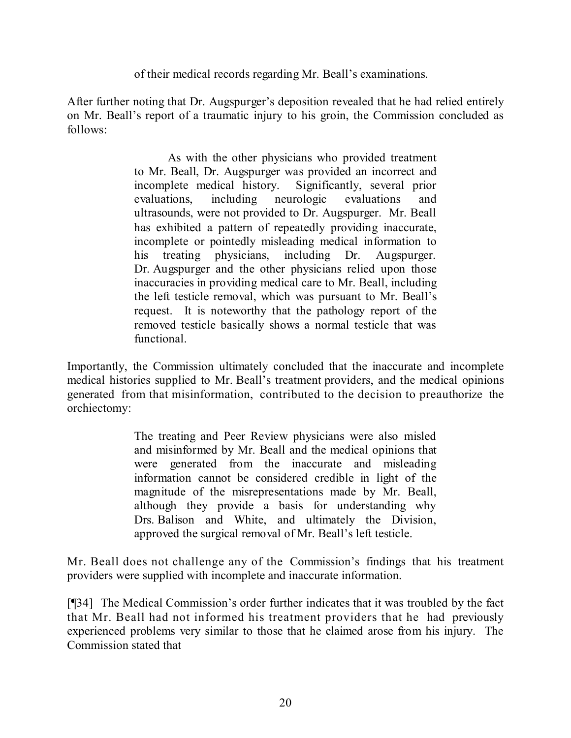of their medical records regarding Mr. Beall's examinations.

After further noting that Dr. Augspurger's deposition revealed that he had relied entirely on Mr. Beall's report of a traumatic injury to his groin, the Commission concluded as follows:

> As with the other physicians who provided treatment to Mr. Beall, Dr. Augspurger was provided an incorrect and incomplete medical history. Significantly, several prior evaluations, including neurologic evaluations and ultrasounds, were not provided to Dr. Augspurger. Mr. Beall has exhibited a pattern of repeatedly providing inaccurate, incomplete or pointedly misleading medical information to his treating physicians, including Dr. Augspurger. Dr. Augspurger and the other physicians relied upon those inaccuracies in providing medical care to Mr. Beall, including the left testicle removal, which was pursuant to Mr. Beall's request. It is noteworthy that the pathology report of the removed testicle basically shows a normal testicle that was functional.

Importantly, the Commission ultimately concluded that the inaccurate and incomplete medical histories supplied to Mr. Beall's treatment providers, and the medical opinions generated from that misinformation, contributed to the decision to preauthorize the orchiectomy:

> The treating and Peer Review physicians were also misled and misinformed by Mr. Beall and the medical opinions that were generated from the inaccurate and misleading information cannot be considered credible in light of the magnitude of the misrepresentations made by Mr. Beall, although they provide a basis for understanding why Drs. Balison and White, and ultimately the Division, approved the surgical removal of Mr. Beall's left testicle.

Mr. Beall does not challenge any of the Commission's findings that his treatment providers were supplied with incomplete and inaccurate information.

[¶34] The Medical Commission's order further indicates that it was troubled by the fact that Mr. Beall had not informed his treatment providers that he had previously experienced problems very similar to those that he claimed arose from his injury. The Commission stated that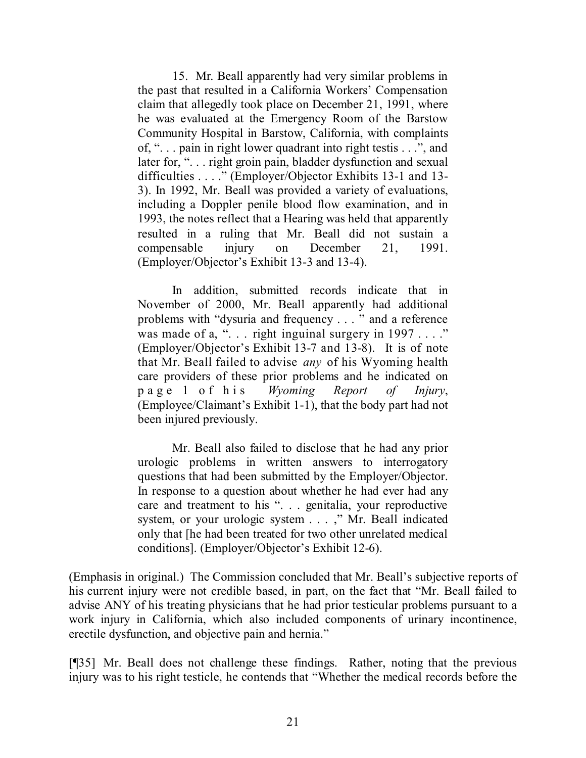> 15. Mr. Beall apparently had very similar problems in the past that resulted in a California Workers' Compensation claim that allegedly took place on December 21, 1991, where he was evaluated at the Emergency Room of the Barstow Community Hospital in Barstow, California, with complaints of, ". . . pain in right lower quadrant into right testis . . .", and later for, ". . . right groin pain, bladder dysfunction and sexual difficulties . . . ." (Employer/Objector Exhibits 13-1 and 13-3). In 1992, Mr. Beall was provided a variety of evaluations, including a Doppler penile blood flow examination, and in 1993, the notes reflect that a Hearing was held that apparently resulted in a ruling that Mr. Beall did not sustain a compensable injury on December 21, 1991. (Employer/Objector's Exhibit 13-3 and 13-4).
>
> In addition, submitted records indicate that in November of 2000, Mr. Beall apparently had additional problems with "dysuria and frequency . . . " and a reference was made of a, ". . . right inguinal surgery in 1997 . . . ." (Employer/Objector's Exhibit 13-7 and 13-8). It is of note that Mr. Beall failed to advise *any* of his Wyoming health care providers of these prior problems and he indicated on page 1 of his *Wyoming Report of Injury*, (Employee/Claimant's Exhibit 1-1), that the body part had not been injured previously.
>
> Mr. Beall also failed to disclose that he had any prior urologic problems in written answers to interrogatory questions that had been submitted by the Employer/Objector. In response to a question about whether he had ever had any care and treatment to his ". . . genitalia, your reproductive system, or your urologic system . . . ," Mr. Beall indicated only that [he had been treated for two other unrelated medical conditions]. (Employer/Objector's Exhibit 12-6).

(Emphasis in original.) The Commission concluded that Mr. Beall's subjective reports of his current injury were not credible based, in part, on the fact that "Mr. Beall failed to advise ANY of his treating physicians that he had prior testicular problems pursuant to a work injury in California, which also included components of urinary incontinence, erectile dysfunction, and objective pain and hernia."

[¶35] Mr. Beall does not challenge these findings. Rather, noting that the previous injury was to his right testicle, he contends that "Whether the medical records before the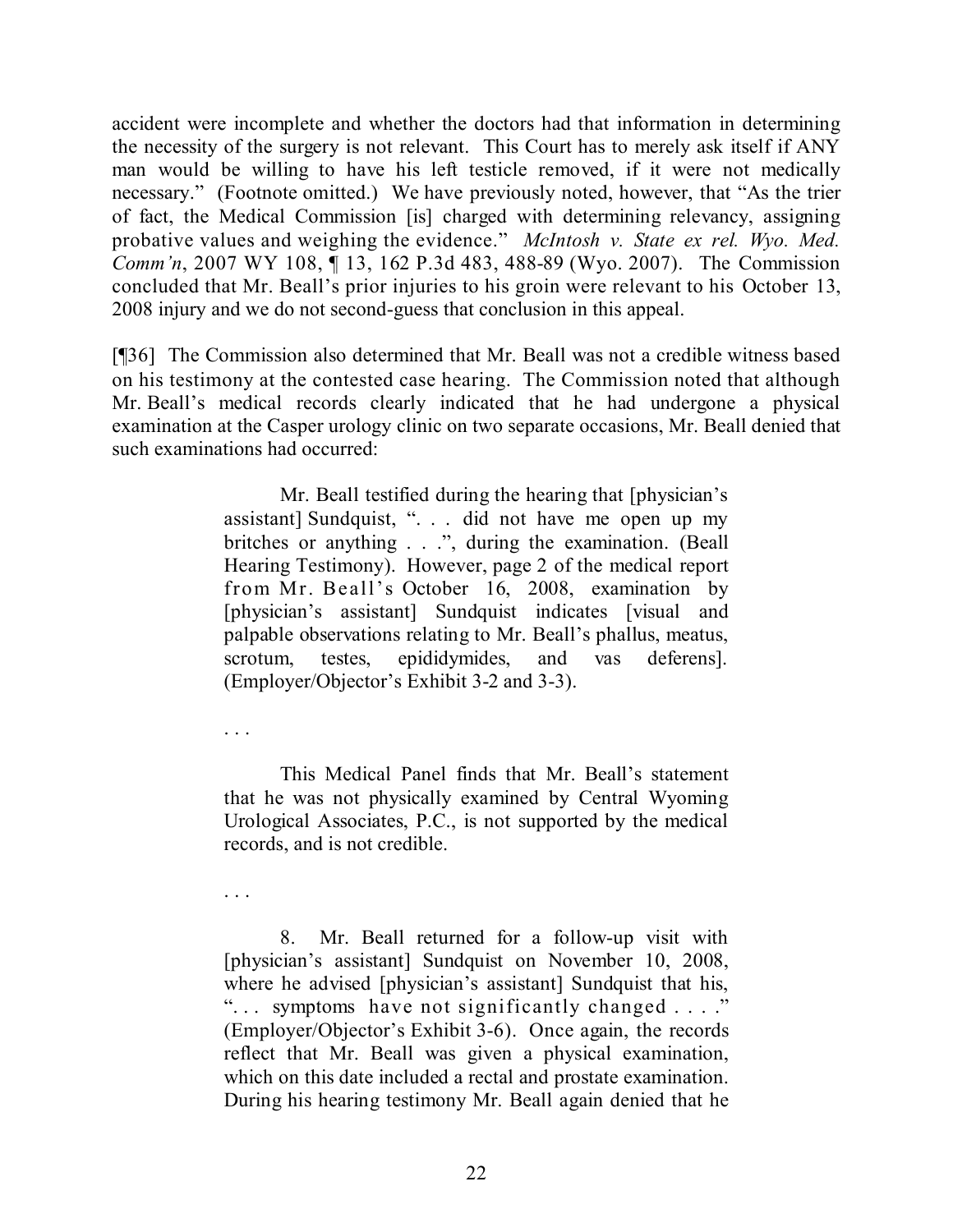accident were incomplete and whether the doctors had that information in determining the necessity of the surgery is not relevant. This Court has to merely ask itself if ANY man would be willing to have his left testicle removed, if it were not medically necessary." (Footnote omitted.) We have previously noted, however, that "As the trier of fact, the Medical Commission [is] charged with determining relevancy, assigning probative values and weighing the evidence." *McIntosh v. State ex rel. Wyo. Med. Comm'n*, 2007 WY 108, ¶ 13, 162 P.3d 483, 488-89 (Wyo. 2007). The Commission concluded that Mr. Beall's prior injuries to his groin were relevant to his October 13, 2008 injury and we do not second-guess that conclusion in this appeal.

[¶36] The Commission also determined that Mr. Beall was not a credible witness based on his testimony at the contested case hearing. The Commission noted that although Mr. Beall's medical records clearly indicated that he had undergone a physical examination at the Casper urology clinic on two separate occasions, Mr. Beall denied that such examinations had occurred:

> Mr. Beall testified during the hearing that [physician's assistant] Sundquist, ". . . did not have me open up my britches or anything . . .", during the examination. (Beall Hearing Testimony). However, page 2 of the medical report from Mr. Beall's October 16, 2008, examination by [physician's assistant] Sundquist indicates [visual and palpable observations relating to Mr. Beall's phallus, meatus, scrotum, testes, epididymides, and vas deferens]. (Employer/Objector's Exhibit 3-2 and 3-3).
>
> . . .
>
> This Medical Panel finds that Mr. Beall's statement that he was not physically examined by Central Wyoming Urological Associates, P.C., is not supported by the medical records, and is not credible.
>
> . . .
>
> 8. Mr. Beall returned for a follow-up visit with [physician's assistant] Sundquist on November 10, 2008, where he advised [physician's assistant] Sundquist that his, ". . . symptoms have not significantly changed . . . ." (Employer/Objector's Exhibit 3-6). Once again, the records reflect that Mr. Beall was given a physical examination, which on this date included a rectal and prostate examination. During his hearing testimony Mr. Beall again denied that he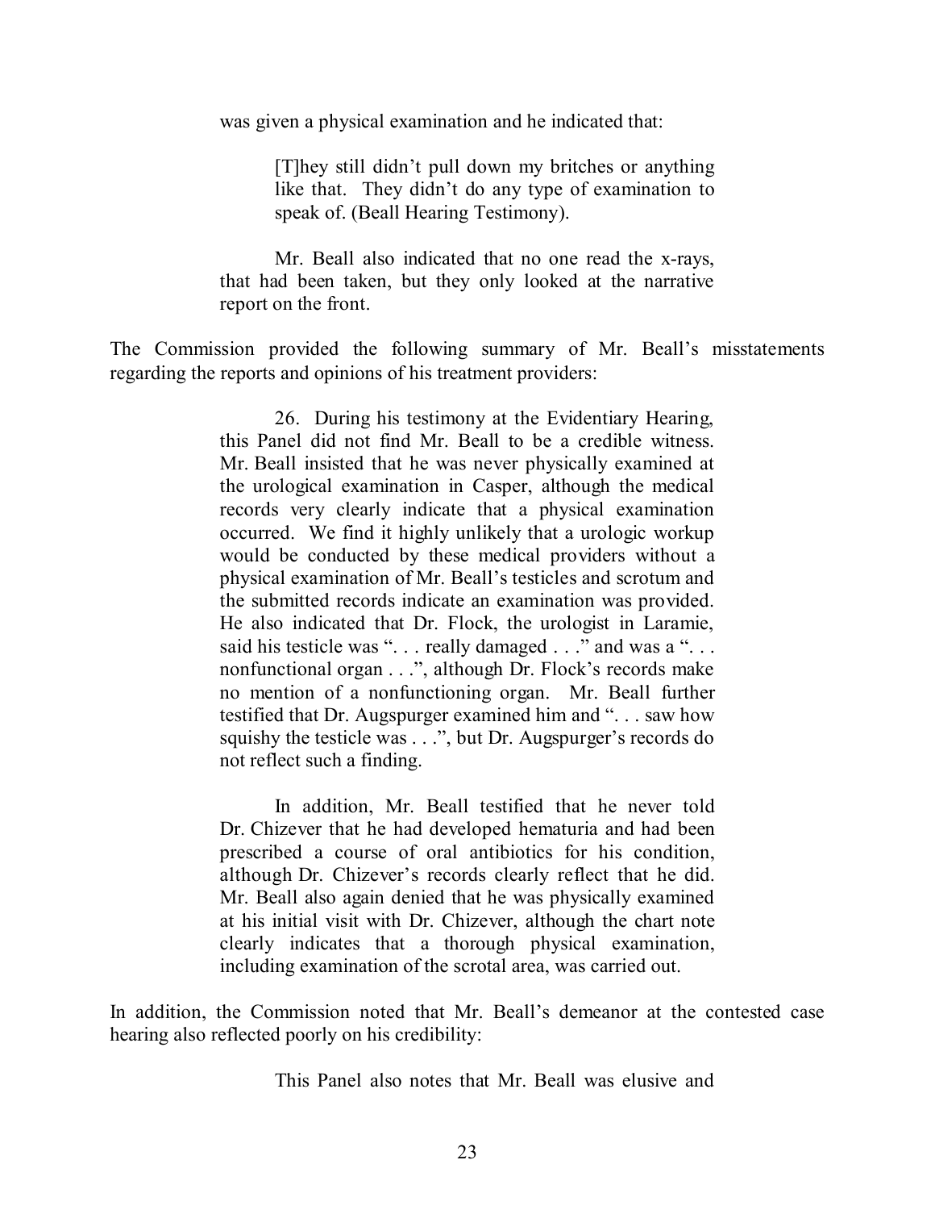was given a physical examination and he indicated that:

> [T]hey still didn't pull down my britches or anything like that. They didn't do any type of examination to speak of. (Beall Hearing Testimony).
>
> Mr. Beall also indicated that no one read the x-rays, that had been taken, but they only looked at the narrative report on the front.

The Commission provided the following summary of Mr. Beall's misstatements regarding the reports and opinions of his treatment providers:

> 26. During his testimony at the Evidentiary Hearing, this Panel did not find Mr. Beall to be a credible witness. Mr. Beall insisted that he was never physically examined at the urological examination in Casper, although the medical records very clearly indicate that a physical examination occurred. We find it highly unlikely that a urologic workup would be conducted by these medical providers without a physical examination of Mr. Beall's testicles and scrotum and the submitted records indicate an examination was provided. He also indicated that Dr. Flock, the urologist in Laramie, said his testicle was ". . . really damaged . . ." and was a ". . . nonfunctional organ . . .", although Dr. Flock's records make no mention of a nonfunctioning organ. Mr. Beall further testified that Dr. Augspurger examined him and ". . . saw how squishy the testicle was . . .", but Dr. Augspurger's records do not reflect such a finding.
>
> In addition, Mr. Beall testified that he never told Dr. Chizever that he had developed hematuria and had been prescribed a course of oral antibiotics for his condition, although Dr. Chizever's records clearly reflect that he did. Mr. Beall also again denied that he was physically examined at his initial visit with Dr. Chizever, although the chart note clearly indicates that a thorough physical examination, including examination of the scrotal area, was carried out.

In addition, the Commission noted that Mr. Beall's demeanor at the contested case hearing also reflected poorly on his credibility:

> This Panel also notes that Mr. Beall was elusive and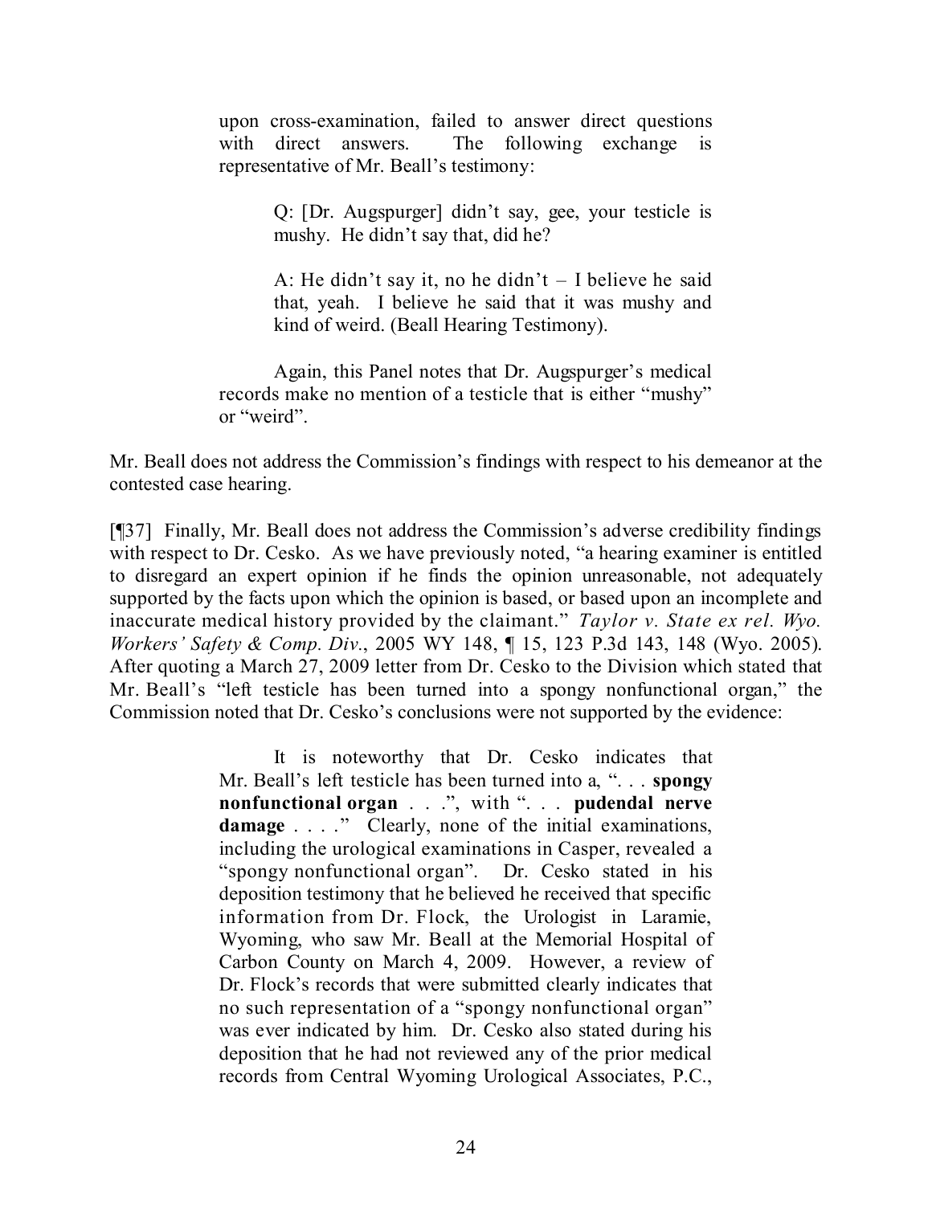> upon cross-examination, failed to answer direct questions with direct answers. The following exchange is representative of Mr. Beall's testimony:
>
> > Q: [Dr. Augspurger] didn't say, gee, your testicle is mushy. He didn't say that, did he?
> >
> > A: He didn't say it, no he didn't – I believe he said that, yeah. I believe he said that it was mushy and kind of weird. (Beall Hearing Testimony).
>
> Again, this Panel notes that Dr. Augspurger's medical records make no mention of a testicle that is either "mushy" or "weird".

Mr. Beall does not address the Commission's findings with respect to his demeanor at the contested case hearing.

[¶37] Finally, Mr. Beall does not address the Commission's adverse credibility findings with respect to Dr. Cesko. As we have previously noted, "a hearing examiner is entitled to disregard an expert opinion if he finds the opinion unreasonable, not adequately supported by the facts upon which the opinion is based, or based upon an incomplete and inaccurate medical history provided by the claimant." *Taylor v. State ex rel. Wyo. Workers' Safety & Comp. Div.*, 2005 WY 148, ¶ 15, 123 P.3d 143, 148 (Wyo. 2005). After quoting a March 27, 2009 letter from Dr. Cesko to the Division which stated that Mr. Beall's "left testicle has been turned into a spongy nonfunctional organ," the Commission noted that Dr. Cesko's conclusions were not supported by the evidence:

> It is noteworthy that Dr. Cesko indicates that Mr. Beall's left testicle has been turned into a, ". . . **spongy nonfunctional organ** . . .", with ". . . **pudendal nerve damage** . . . ." Clearly, none of the initial examinations, including the urological examinations in Casper, revealed a "spongy nonfunctional organ". Dr. Cesko stated in his deposition testimony that he believed he received that specific information from Dr. Flock, the Urologist in Laramie, Wyoming, who saw Mr. Beall at the Memorial Hospital of Carbon County on March 4, 2009. However, a review of Dr. Flock's records that were submitted clearly indicates that no such representation of a "spongy nonfunctional organ" was ever indicated by him. Dr. Cesko also stated during his deposition that he had not reviewed any of the prior medical records from Central Wyoming Urological Associates, P.C.,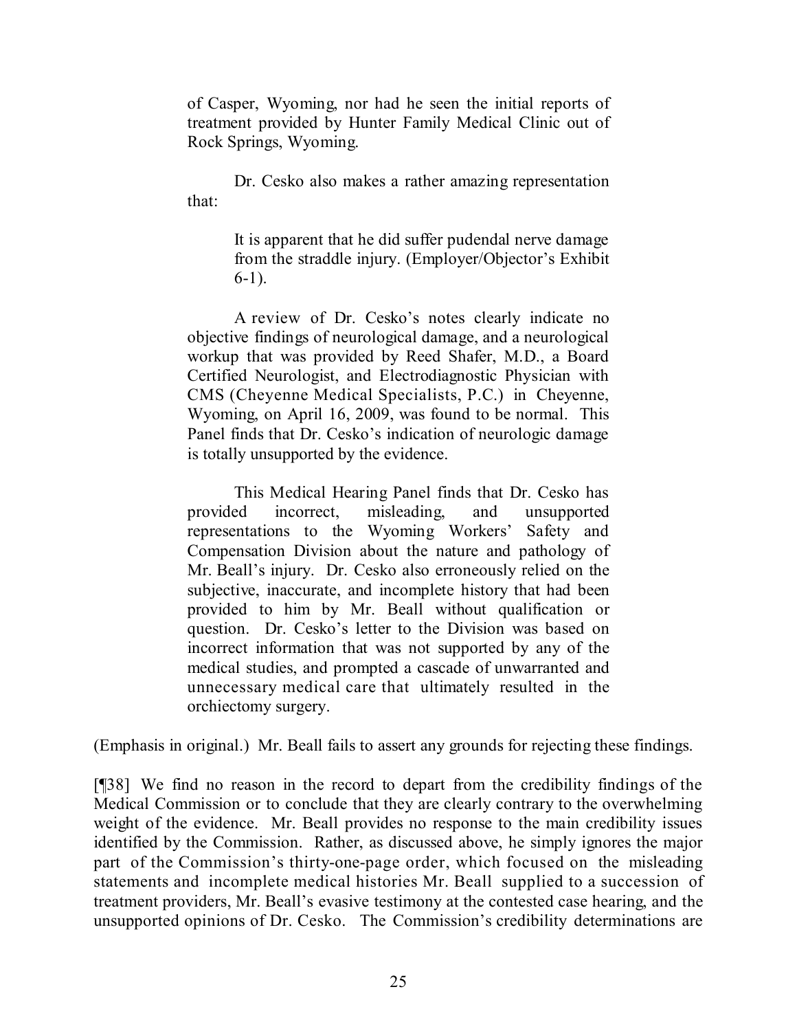of Casper, Wyoming, nor had he seen the initial reports of treatment provided by Hunter Family Medical Clinic out of Rock Springs, Wyoming.

> Dr. Cesko also makes a rather amazing representation that:
>
> > It is apparent that he did suffer pudendal nerve damage from the straddle injury. (Employer/Objector's Exhibit 6-1).
>
> A review of Dr. Cesko's notes clearly indicate no objective findings of neurological damage, and a neurological workup that was provided by Reed Shafer, M.D., a Board Certified Neurologist, and Electrodiagnostic Physician with CMS (Cheyenne Medical Specialists, P.C.) in Cheyenne, Wyoming, on April 16, 2009, was found to be normal. This Panel finds that Dr. Cesko's indication of neurologic damage is totally unsupported by the evidence.
>
> This Medical Hearing Panel finds that Dr. Cesko has provided incorrect, misleading, and unsupported representations to the Wyoming Workers' Safety and Compensation Division about the nature and pathology of Mr. Beall's injury. Dr. Cesko also erroneously relied on the subjective, inaccurate, and incomplete history that had been provided to him by Mr. Beall without qualification or question. Dr. Cesko's letter to the Division was based on incorrect information that was not supported by any of the medical studies, and prompted a cascade of unwarranted and unnecessary medical care that ultimately resulted in the orchiectomy surgery.

(Emphasis in original.) Mr. Beall fails to assert any grounds for rejecting these findings.

[¶38] We find no reason in the record to depart from the credibility findings of the Medical Commission or to conclude that they are clearly contrary to the overwhelming weight of the evidence. Mr. Beall provides no response to the main credibility issues identified by the Commission. Rather, as discussed above, he simply ignores the major part of the Commission's thirty-one-page order, which focused on the misleading statements and incomplete medical histories Mr. Beall supplied to a succession of treatment providers, Mr. Beall's evasive testimony at the contested case hearing, and the unsupported opinions of Dr. Cesko. The Commission's credibility determinations are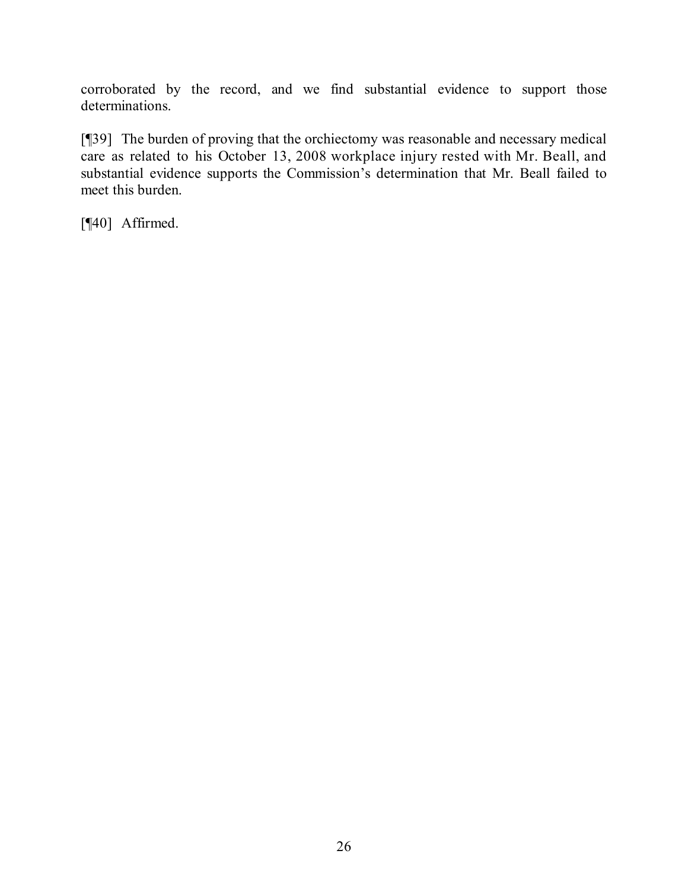corroborated by the record, and we find substantial evidence to support those determinations.

[¶39] The burden of proving that the orchiectomy was reasonable and necessary medical care as related to his October 13, 2008 workplace injury rested with Mr. Beall, and substantial evidence supports the Commission's determination that Mr. Beall failed to meet this burden.

[¶40] Affirmed.